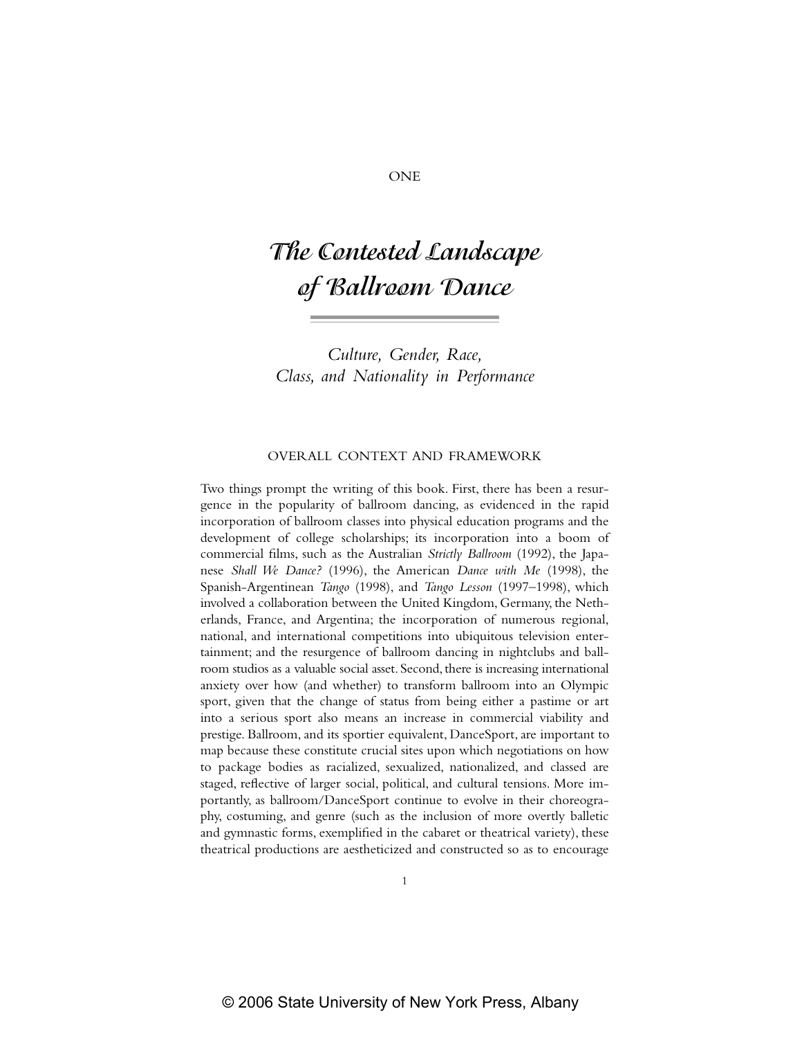ONE

# The Contested Landscape of Ballroom Dance

## *Culture, Gender, Race, Class, and Nationality in Performance*

### OVERALL CONTEXT AND FRAMEWORK

Two things prompt the writing of this book. First, there has been a resurgence in the popularity of ballroom dancing, as evidenced in the rapid incorporation of ballroom classes into physical education programs and the development of college scholarships; its incorporation into a boom of commercial films, such as the Australian *Strictly Ballroom* (1992), the Japanese *Shall We Dance?* (1996), the American *Dance with Me* (1998), the Spanish-Argentinean *Tango* (1998), and *Tango Lesson* (1997–1998), which involved a collaboration between the United Kingdom, Germany, the Netherlands, France, and Argentina; the incorporation of numerous regional, national, and international competitions into ubiquitous television entertainment; and the resurgence of ballroom dancing in nightclubs and ballroom studios as a valuable social asset. Second, there is increasing international anxiety over how (and whether) to transform ballroom into an Olympic sport, given that the change of status from being either a pastime or art into a serious sport also means an increase in commercial viability and prestige. Ballroom, and its sportier equivalent, DanceSport, are important to map because these constitute crucial sites upon which negotiations on how to package bodies as racialized, sexualized, nationalized, and classed are staged, reflective of larger social, political, and cultural tensions. More importantly, as ballroom/DanceSport continue to evolve in their choreography, costuming, and genre (such as the inclusion of more overtly balletic and gymnastic forms, exemplified in the cabaret or theatrical variety), these theatrical productions are aestheticized and constructed so as to encourage

© 2006 State University of New York Press, Albany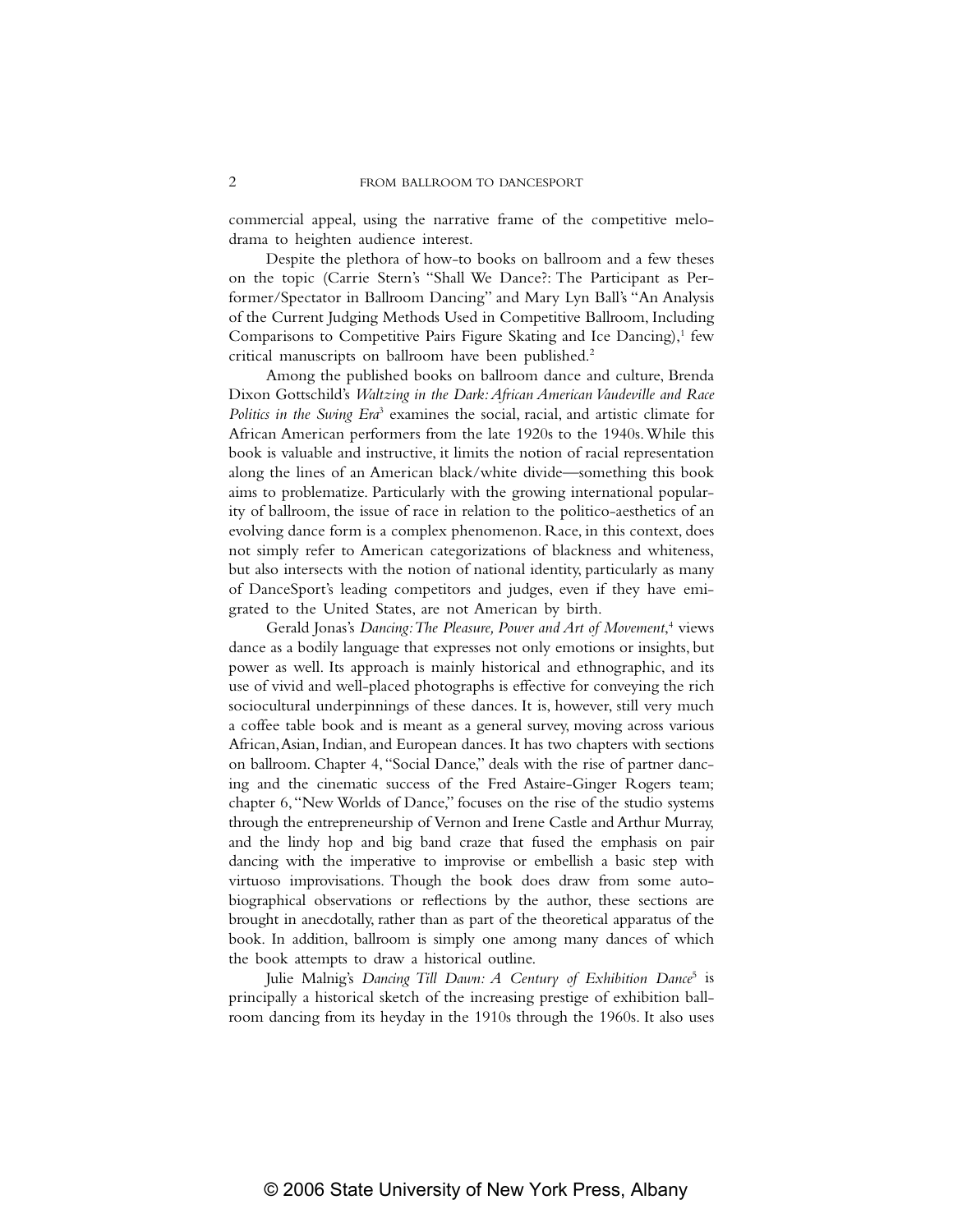commercial appeal, using the narrative frame of the competitive melodrama to heighten audience interest.

Despite the plethora of how-to books on ballroom and a few theses on the topic (Carrie Stern's "Shall We Dance?: The Participant as Performer/Spectator in Ballroom Dancing" and Mary Lyn Ball's "An Analysis of the Current Judging Methods Used in Competitive Ballroom, Including Comparisons to Competitive Pairs Figure Skating and Ice Dancing),[1] few critical manuscripts on ballroom have been published.[2]

Among the published books on ballroom dance and culture, Brenda Dixon Gottschild's *Waltzing in the Dark: African American Vaudeville and Race Politics in the Swing Era*[3] examines the social, racial, and artistic climate for African American performers from the late 1920s to the 1940s. While this book is valuable and instructive, it limits the notion of racial representation along the lines of an American black/white divide—something this book aims to problematize. Particularly with the growing international popularity of ballroom, the issue of race in relation to the politico-aesthetics of an evolving dance form is a complex phenomenon. Race, in this context, does not simply refer to American categorizations of blackness and whiteness, but also intersects with the notion of national identity, particularly as many of DanceSport's leading competitors and judges, even if they have emigrated to the United States, are not American by birth.

Gerald Jonas's *Dancing: The Pleasure, Power and Art of Movement*,[4] views dance as a bodily language that expresses not only emotions or insights, but power as well. Its approach is mainly historical and ethnographic, and its use of vivid and well-placed photographs is effective for conveying the rich sociocultural underpinnings of these dances. It is, however, still very much a coffee table book and is meant as a general survey, moving across various African, Asian, Indian, and European dances. It has two chapters with sections on ballroom. Chapter 4, "Social Dance," deals with the rise of partner dancing and the cinematic success of the Fred Astaire-Ginger Rogers team; chapter 6, "New Worlds of Dance," focuses on the rise of the studio systems through the entrepreneurship of Vernon and Irene Castle and Arthur Murray, and the lindy hop and big band craze that fused the emphasis on pair dancing with the imperative to improvise or embellish a basic step with virtuoso improvisations. Though the book does draw from some autobiographical observations or reflections by the author, these sections are brought in anecdotally, rather than as part of the theoretical apparatus of the book. In addition, ballroom is simply one among many dances of which the book attempts to draw a historical outline.

Julie Malnig's *Dancing Till Dawn: A Century of Exhibition Dance*[5] is principally a historical sketch of the increasing prestige of exhibition ballroom dancing from its heyday in the 1910s through the 1960s. It also uses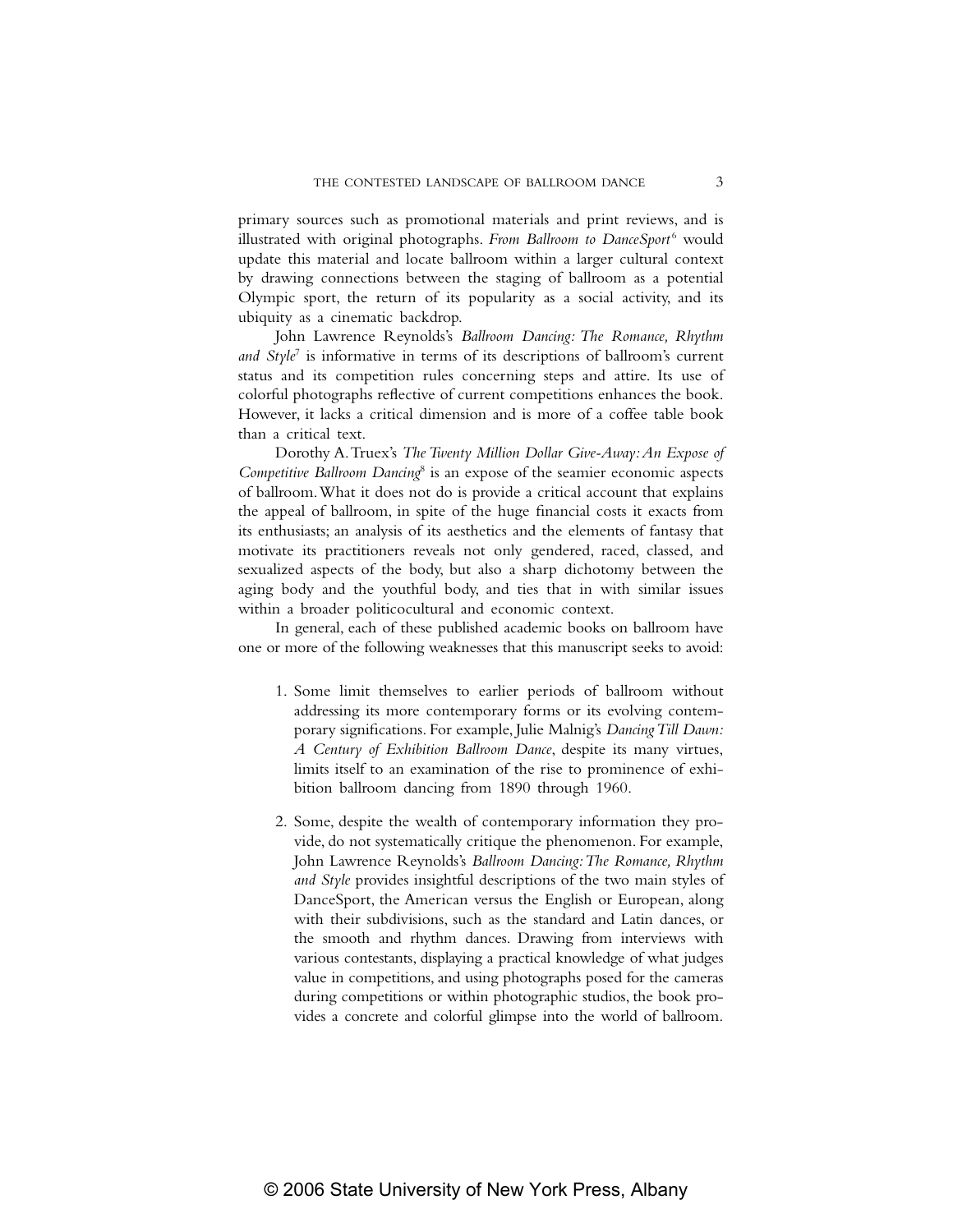primary sources such as promotional materials and print reviews, and is illustrated with original photographs. *From Ballroom to DanceSport*[6] would update this material and locate ballroom within a larger cultural context by drawing connections between the staging of ballroom as a potential Olympic sport, the return of its popularity as a social activity, and its ubiquity as a cinematic backdrop.

John Lawrence Reynolds's *Ballroom Dancing: The Romance, Rhythm and Style*[7] is informative in terms of its descriptions of ballroom's current status and its competition rules concerning steps and attire. Its use of colorful photographs reflective of current competitions enhances the book. However, it lacks a critical dimension and is more of a coffee table book than a critical text.

Dorothy A. Truex's *The Twenty Million Dollar Give-Away: An Expose of Competitive Ballroom Dancing*[8] is an expose of the seamier economic aspects of ballroom. What it does not do is provide a critical account that explains the appeal of ballroom, in spite of the huge financial costs it exacts from its enthusiasts; an analysis of its aesthetics and the elements of fantasy that motivate its practitioners reveals not only gendered, raced, classed, and sexualized aspects of the body, but also a sharp dichotomy between the aging body and the youthful body, and ties that in with similar issues within a broader politicocultural and economic context.

In general, each of these published academic books on ballroom have one or more of the following weaknesses that this manuscript seeks to avoid:

1. Some limit themselves to earlier periods of ballroom without addressing its more contemporary forms or its evolving contemporary significations. For example, Julie Malnig's *Dancing Till Dawn: A Century of Exhibition Ballroom Dance*, despite its many virtues, limits itself to an examination of the rise to prominence of exhibition ballroom dancing from 1890 through 1960.

2. Some, despite the wealth of contemporary information they provide, do not systematically critique the phenomenon. For example, John Lawrence Reynolds's *Ballroom Dancing: The Romance, Rhythm and Style* provides insightful descriptions of the two main styles of DanceSport, the American versus the English or European, along with their subdivisions, such as the standard and Latin dances, or the smooth and rhythm dances. Drawing from interviews with various contestants, displaying a practical knowledge of what judges value in competitions, and using photographs posed for the cameras during competitions or within photographic studios, the book provides a concrete and colorful glimpse into the world of ballroom.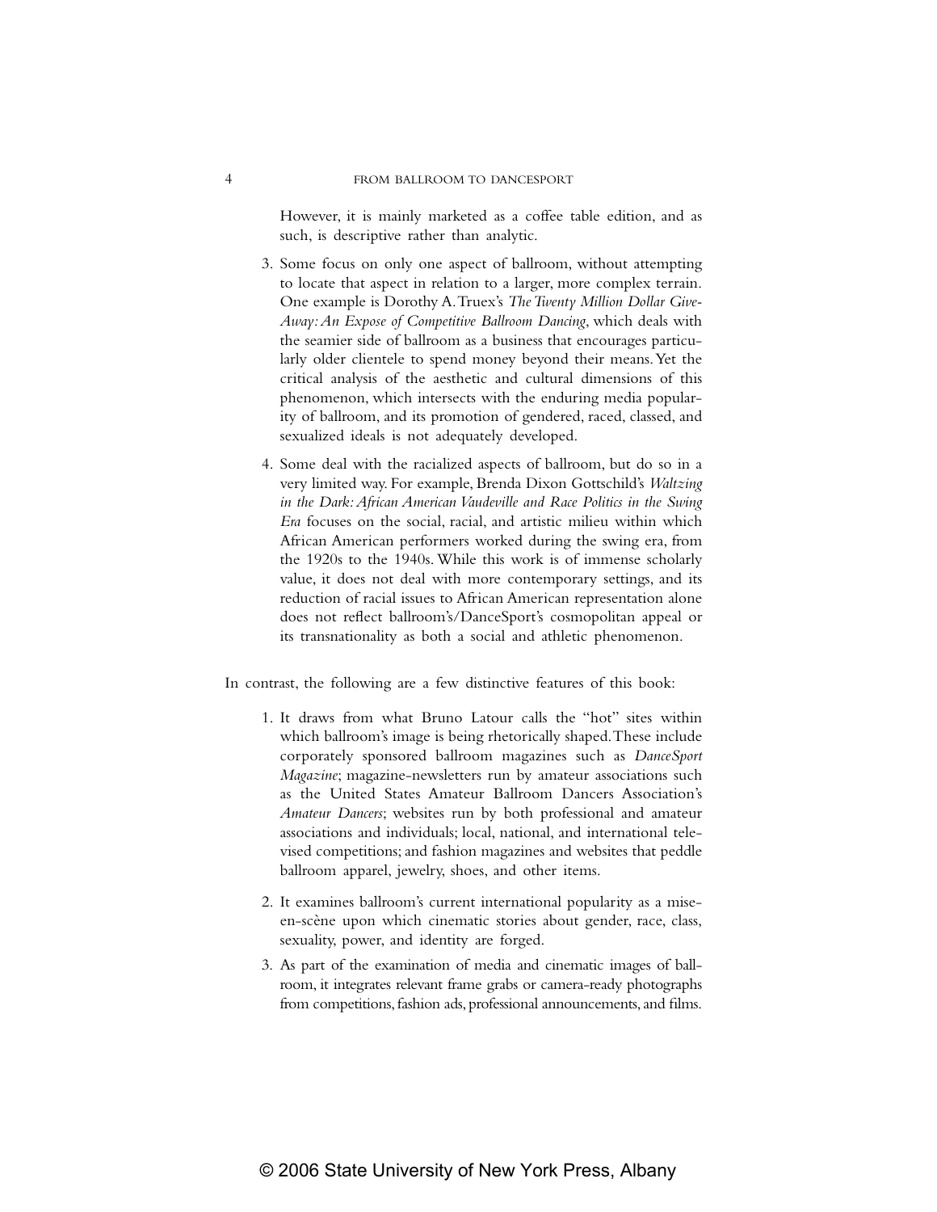However, it is mainly marketed as a coffee table edition, and as such, is descriptive rather than analytic.

3. Some focus on only one aspect of ballroom, without attempting to locate that aspect in relation to a larger, more complex terrain. One example is Dorothy A. Truex's *The Twenty Million Dollar Give-Away: An Expose of Competitive Ballroom Dancing*, which deals with the seamier side of ballroom as a business that encourages particularly older clientele to spend money beyond their means. Yet the critical analysis of the aesthetic and cultural dimensions of this phenomenon, which intersects with the enduring media popularity of ballroom, and its promotion of gendered, raced, classed, and sexualized ideals is not adequately developed.

4. Some deal with the racialized aspects of ballroom, but do so in a very limited way. For example, Brenda Dixon Gottschild's *Waltzing in the Dark: African American Vaudeville and Race Politics in the Swing Era* focuses on the social, racial, and artistic milieu within which African American performers worked during the swing era, from the 1920s to the 1940s. While this work is of immense scholarly value, it does not deal with more contemporary settings, and its reduction of racial issues to African American representation alone does not reflect ballroom's/DanceSport's cosmopolitan appeal or its transnationality as both a social and athletic phenomenon.

In contrast, the following are a few distinctive features of this book:

1. It draws from what Bruno Latour calls the "hot" sites within which ballroom's image is being rhetorically shaped. These include corporately sponsored ballroom magazines such as *DanceSport Magazine*; magazine-newsletters run by amateur associations such as the United States Amateur Ballroom Dancers Association's *Amateur Dancers*; websites run by both professional and amateur associations and individuals; local, national, and international televised competitions; and fashion magazines and websites that peddle ballroom apparel, jewelry, shoes, and other items.

2. It examines ballroom's current international popularity as a mise-en-scène upon which cinematic stories about gender, race, class, sexuality, power, and identity are forged.

3. As part of the examination of media and cinematic images of ballroom, it integrates relevant frame grabs or camera-ready photographs from competitions, fashion ads, professional announcements, and films.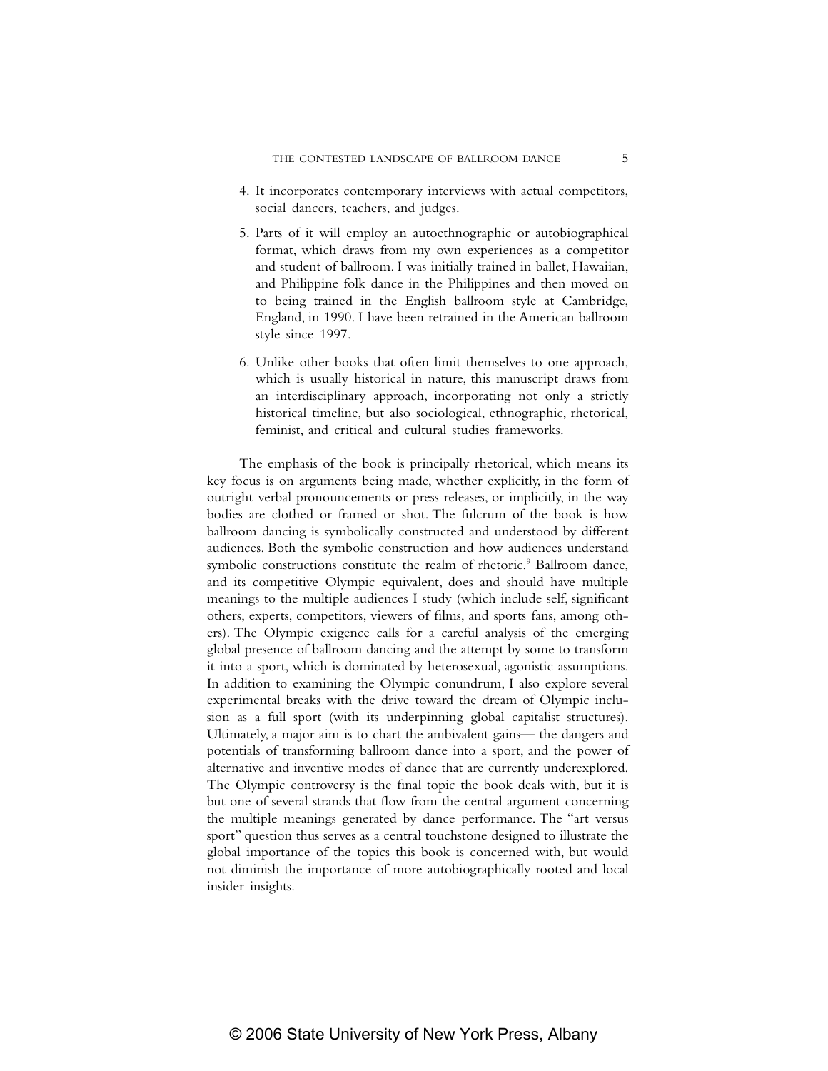4. It incorporates contemporary interviews with actual competitors, social dancers, teachers, and judges.

5. Parts of it will employ an autoethnographic or autobiographical format, which draws from my own experiences as a competitor and student of ballroom. I was initially trained in ballet, Hawaiian, and Philippine folk dance in the Philippines and then moved on to being trained in the English ballroom style at Cambridge, England, in 1990. I have been retrained in the American ballroom style since 1997.

6. Unlike other books that often limit themselves to one approach, which is usually historical in nature, this manuscript draws from an interdisciplinary approach, incorporating not only a strictly historical timeline, but also sociological, ethnographic, rhetorical, feminist, and critical and cultural studies frameworks.

The emphasis of the book is principally rhetorical, which means its key focus is on arguments being made, whether explicitly, in the form of outright verbal pronouncements or press releases, or implicitly, in the way bodies are clothed or framed or shot. The fulcrum of the book is how ballroom dancing is symbolically constructed and understood by different audiences. Both the symbolic construction and how audiences understand symbolic constructions constitute the realm of rhetoric.[9] Ballroom dance, and its competitive Olympic equivalent, does and should have multiple meanings to the multiple audiences I study (which include self, significant others, experts, competitors, viewers of films, and sports fans, among others). The Olympic exigence calls for a careful analysis of the emerging global presence of ballroom dancing and the attempt by some to transform it into a sport, which is dominated by heterosexual, agonistic assumptions. In addition to examining the Olympic conundrum, I also explore several experimental breaks with the drive toward the dream of Olympic inclusion as a full sport (with its underpinning global capitalist structures). Ultimately, a major aim is to chart the ambivalent gains— the dangers and potentials of transforming ballroom dance into a sport, and the power of alternative and inventive modes of dance that are currently underexplored. The Olympic controversy is the final topic the book deals with, but it is but one of several strands that flow from the central argument concerning the multiple meanings generated by dance performance. The "art versus sport" question thus serves as a central touchstone designed to illustrate the global importance of the topics this book is concerned with, but would not diminish the importance of more autobiographically rooted and local insider insights.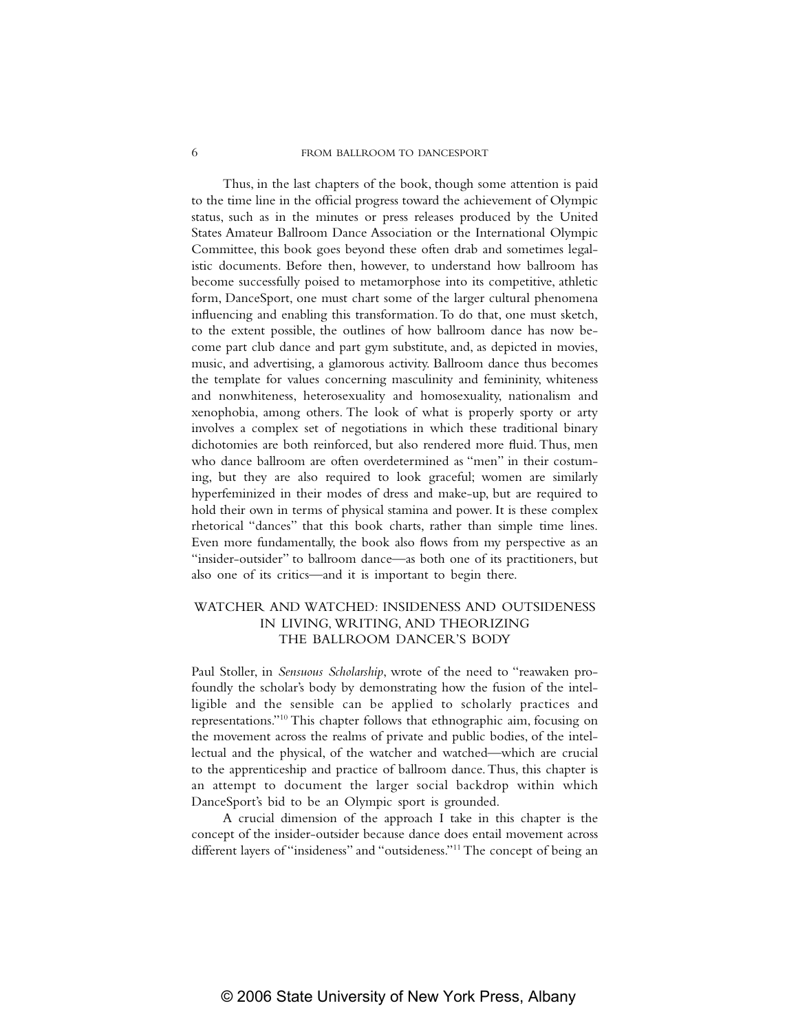Thus, in the last chapters of the book, though some attention is paid to the time line in the official progress toward the achievement of Olympic status, such as in the minutes or press releases produced by the United States Amateur Ballroom Dance Association or the International Olympic Committee, this book goes beyond these often drab and sometimes legalistic documents. Before then, however, to understand how ballroom has become successfully poised to metamorphose into its competitive, athletic form, DanceSport, one must chart some of the larger cultural phenomena influencing and enabling this transformation. To do that, one must sketch, to the extent possible, the outlines of how ballroom dance has now become part club dance and part gym substitute, and, as depicted in movies, music, and advertising, a glamorous activity. Ballroom dance thus becomes the template for values concerning masculinity and femininity, whiteness and nonwhiteness, heterosexuality and homosexuality, nationalism and xenophobia, among others. The look of what is properly sporty or arty involves a complex set of negotiations in which these traditional binary dichotomies are both reinforced, but also rendered more fluid. Thus, men who dance ballroom are often overdetermined as "men" in their costuming, but they are also required to look graceful; women are similarly hyperfeminized in their modes of dress and make-up, but are required to hold their own in terms of physical stamina and power. It is these complex rhetorical "dances" that this book charts, rather than simple time lines. Even more fundamentally, the book also flows from my perspective as an "insider-outsider" to ballroom dance—as both one of its practitioners, but also one of its critics—and it is important to begin there.

## WATCHER AND WATCHED: INSIDENESS AND OUTSIDENESS IN LIVING, WRITING, AND THEORIZING THE BALLROOM DANCER'S BODY

Paul Stoller, in *Sensuous Scholarship*, wrote of the need to "reawaken profoundly the scholar's body by demonstrating how the fusion of the intelligible and the sensible can be applied to scholarly practices and representations."[10] This chapter follows that ethnographic aim, focusing on the movement across the realms of private and public bodies, of the intellectual and the physical, of the watcher and watched—which are crucial to the apprenticeship and practice of ballroom dance. Thus, this chapter is an attempt to document the larger social backdrop within which DanceSport's bid to be an Olympic sport is grounded.

A crucial dimension of the approach I take in this chapter is the concept of the insider-outsider because dance does entail movement across different layers of "insideness" and "outsideness."[11] The concept of being an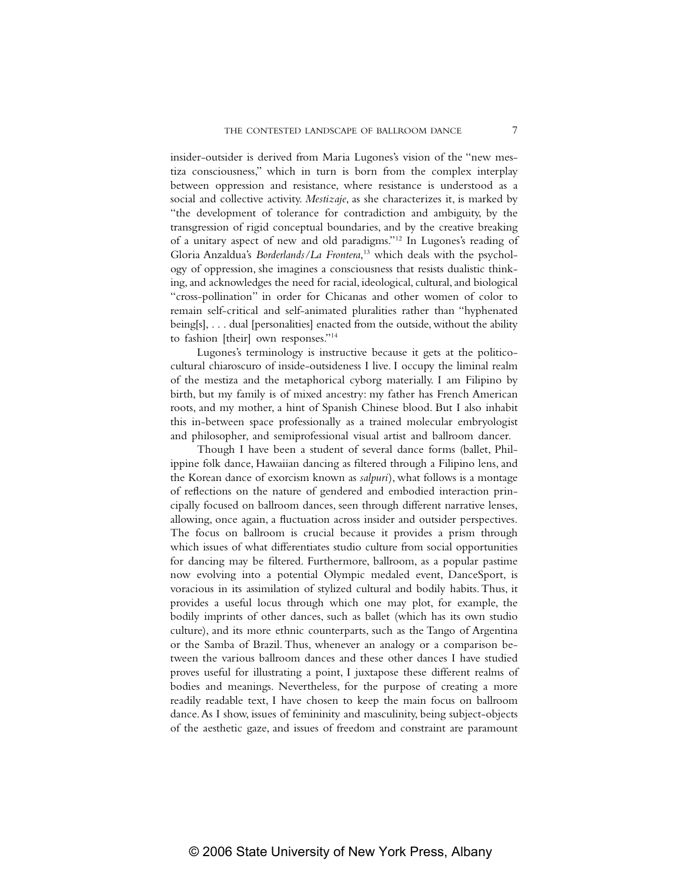insider-outsider is derived from Maria Lugones's vision of the "new mestiza consciousness," which in turn is born from the complex interplay between oppression and resistance, where resistance is understood as a social and collective activity. *Mestizaje*, as she characterizes it, is marked by "the development of tolerance for contradiction and ambiguity, by the transgression of rigid conceptual boundaries, and by the creative breaking of a unitary aspect of new and old paradigms."[12] In Lugones's reading of Gloria Anzaldua's *Borderlands/La Frontera*,[13] which deals with the psychology of oppression, she imagines a consciousness that resists dualistic thinking, and acknowledges the need for racial, ideological, cultural, and biological "cross-pollination" in order for Chicanas and other women of color to remain self-critical and self-animated pluralities rather than "hyphenated being[s], . . . dual [personalities] enacted from the outside, without the ability to fashion [their] own responses."[14]

Lugones's terminology is instructive because it gets at the politico-cultural chiaroscuro of inside-outsideness I live. I occupy the liminal realm of the mestiza and the metaphorical cyborg materially. I am Filipino by birth, but my family is of mixed ancestry: my father has French American roots, and my mother, a hint of Spanish Chinese blood. But I also inhabit this in-between space professionally as a trained molecular embryologist and philosopher, and semiprofessional visual artist and ballroom dancer.

Though I have been a student of several dance forms (ballet, Philippine folk dance, Hawaiian dancing as filtered through a Filipino lens, and the Korean dance of exorcism known as *salpuri*), what follows is a montage of reflections on the nature of gendered and embodied interaction principally focused on ballroom dances, seen through different narrative lenses, allowing, once again, a fluctuation across insider and outsider perspectives. The focus on ballroom is crucial because it provides a prism through which issues of what differentiates studio culture from social opportunities for dancing may be filtered. Furthermore, ballroom, as a popular pastime now evolving into a potential Olympic medaled event, DanceSport, is voracious in its assimilation of stylized cultural and bodily habits. Thus, it provides a useful locus through which one may plot, for example, the bodily imprints of other dances, such as ballet (which has its own studio culture), and its more ethnic counterparts, such as the Tango of Argentina or the Samba of Brazil. Thus, whenever an analogy or a comparison between the various ballroom dances and these other dances I have studied proves useful for illustrating a point, I juxtapose these different realms of bodies and meanings. Nevertheless, for the purpose of creating a more readily readable text, I have chosen to keep the main focus on ballroom dance. As I show, issues of femininity and masculinity, being subject-objects of the aesthetic gaze, and issues of freedom and constraint are paramount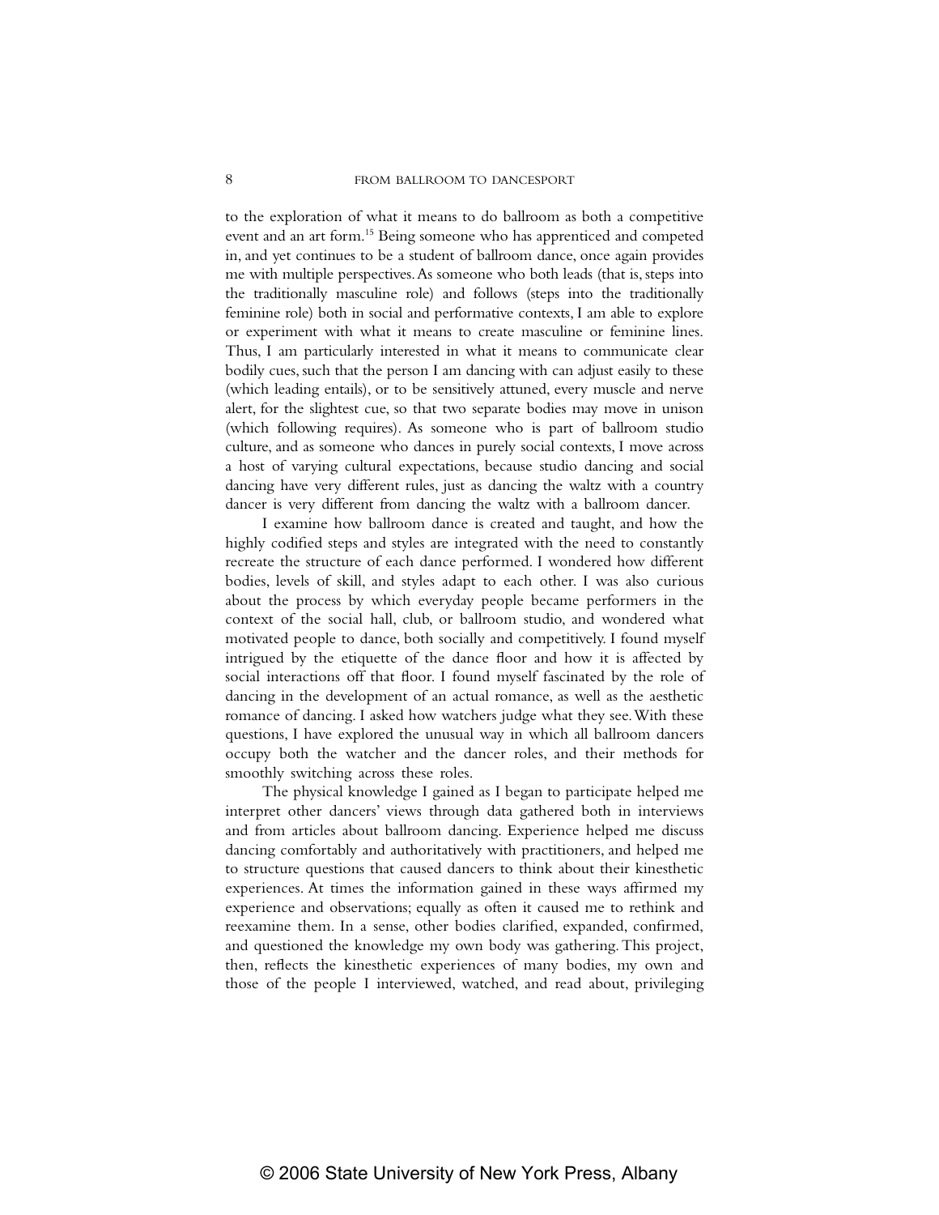to the exploration of what it means to do ballroom as both a competitive event and an art form.[15] Being someone who has apprenticed and competed in, and yet continues to be a student of ballroom dance, once again provides me with multiple perspectives. As someone who both leads (that is, steps into the traditionally masculine role) and follows (steps into the traditionally feminine role) both in social and performative contexts, I am able to explore or experiment with what it means to create masculine or feminine lines. Thus, I am particularly interested in what it means to communicate clear bodily cues, such that the person I am dancing with can adjust easily to these (which leading entails), or to be sensitively attuned, every muscle and nerve alert, for the slightest cue, so that two separate bodies may move in unison (which following requires). As someone who is part of ballroom studio culture, and as someone who dances in purely social contexts, I move across a host of varying cultural expectations, because studio dancing and social dancing have very different rules, just as dancing the waltz with a country dancer is very different from dancing the waltz with a ballroom dancer.

I examine how ballroom dance is created and taught, and how the highly codified steps and styles are integrated with the need to constantly recreate the structure of each dance performed. I wondered how different bodies, levels of skill, and styles adapt to each other. I was also curious about the process by which everyday people became performers in the context of the social hall, club, or ballroom studio, and wondered what motivated people to dance, both socially and competitively. I found myself intrigued by the etiquette of the dance floor and how it is affected by social interactions off that floor. I found myself fascinated by the role of dancing in the development of an actual romance, as well as the aesthetic romance of dancing. I asked how watchers judge what they see. With these questions, I have explored the unusual way in which all ballroom dancers occupy both the watcher and the dancer roles, and their methods for smoothly switching across these roles.

The physical knowledge I gained as I began to participate helped me interpret other dancers' views through data gathered both in interviews and from articles about ballroom dancing. Experience helped me discuss dancing comfortably and authoritatively with practitioners, and helped me to structure questions that caused dancers to think about their kinesthetic experiences. At times the information gained in these ways affirmed my experience and observations; equally as often it caused me to rethink and reexamine them. In a sense, other bodies clarified, expanded, confirmed, and questioned the knowledge my own body was gathering. This project, then, reflects the kinesthetic experiences of many bodies, my own and those of the people I interviewed, watched, and read about, privileging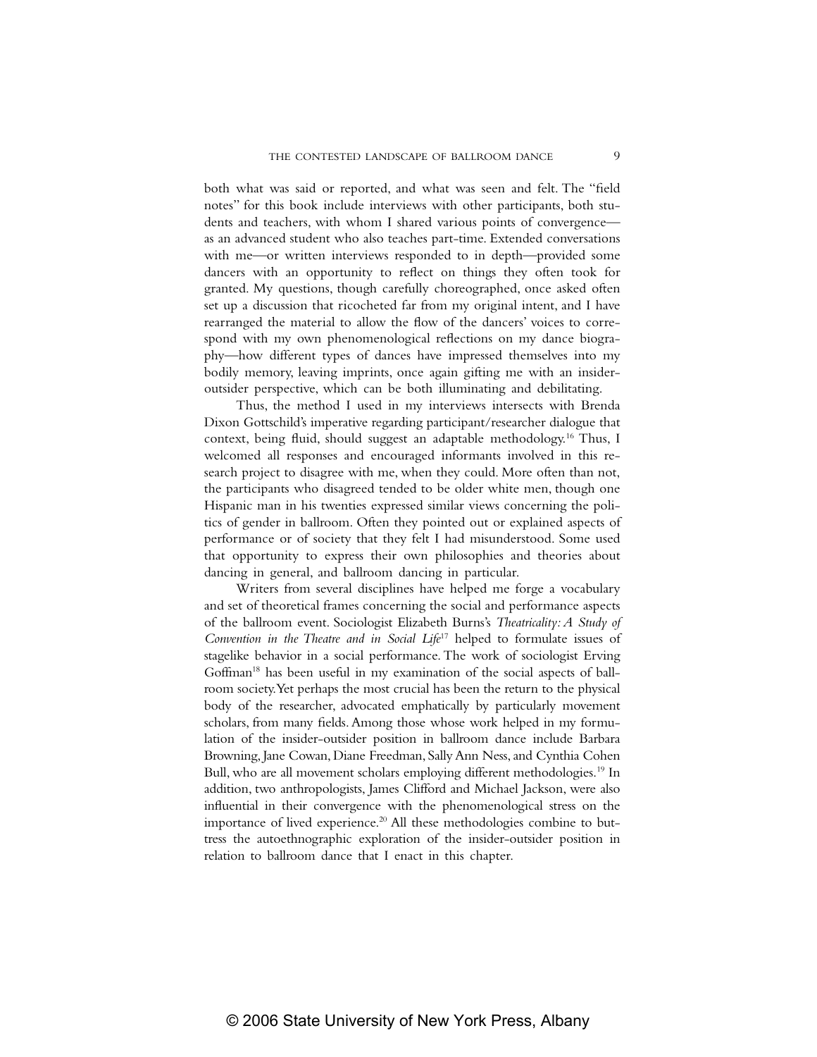both what was said or reported, and what was seen and felt. The "field notes" for this book include interviews with other participants, both students and teachers, with whom I shared various points of convergence—as an advanced student who also teaches part-time. Extended conversations with me—or written interviews responded to in depth—provided some dancers with an opportunity to reflect on things they often took for granted. My questions, though carefully choreographed, once asked often set up a discussion that ricocheted far from my original intent, and I have rearranged the material to allow the flow of the dancers' voices to correspond with my own phenomenological reflections on my dance biography—how different types of dances have impressed themselves into my bodily memory, leaving imprints, once again gifting me with an insider-outsider perspective, which can be both illuminating and debilitating.

Thus, the method I used in my interviews intersects with Brenda Dixon Gottschild's imperative regarding participant/researcher dialogue that context, being fluid, should suggest an adaptable methodology.[16] Thus, I welcomed all responses and encouraged informants involved in this research project to disagree with me, when they could. More often than not, the participants who disagreed tended to be older white men, though one Hispanic man in his twenties expressed similar views concerning the politics of gender in ballroom. Often they pointed out or explained aspects of performance or of society that they felt I had misunderstood. Some used that opportunity to express their own philosophies and theories about dancing in general, and ballroom dancing in particular.

Writers from several disciplines have helped me forge a vocabulary and set of theoretical frames concerning the social and performance aspects of the ballroom event. Sociologist Elizabeth Burns's *Theatricality: A Study of Convention in the Theatre and in Social Life*[17] helped to formulate issues of stagelike behavior in a social performance. The work of sociologist Erving Goffman[18] has been useful in my examination of the social aspects of ballroom society. Yet perhaps the most crucial has been the return to the physical body of the researcher, advocated emphatically by particularly movement scholars, from many fields. Among those whose work helped in my formulation of the insider-outsider position in ballroom dance include Barbara Browning, Jane Cowan, Diane Freedman, Sally Ann Ness, and Cynthia Cohen Bull, who are all movement scholars employing different methodologies.[19] In addition, two anthropologists, James Clifford and Michael Jackson, were also influential in their convergence with the phenomenological stress on the importance of lived experience.[20] All these methodologies combine to buttress the autoethnographic exploration of the insider-outsider position in relation to ballroom dance that I enact in this chapter.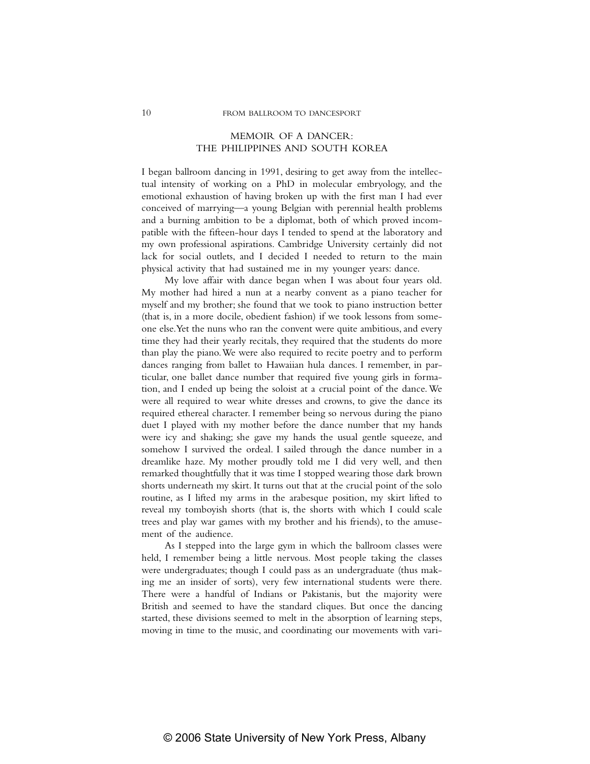## MEMOIR OF A DANCER: THE PHILIPPINES AND SOUTH KOREA

I began ballroom dancing in 1991, desiring to get away from the intellectual intensity of working on a PhD in molecular embryology, and the emotional exhaustion of having broken up with the first man I had ever conceived of marrying—a young Belgian with perennial health problems and a burning ambition to be a diplomat, both of which proved incompatible with the fifteen-hour days I tended to spend at the laboratory and my own professional aspirations. Cambridge University certainly did not lack for social outlets, and I decided I needed to return to the main physical activity that had sustained me in my younger years: dance.

My love affair with dance began when I was about four years old. My mother had hired a nun at a nearby convent as a piano teacher for myself and my brother; she found that we took to piano instruction better (that is, in a more docile, obedient fashion) if we took lessons from someone else. Yet the nuns who ran the convent were quite ambitious, and every time they had their yearly recitals, they required that the students do more than play the piano. We were also required to recite poetry and to perform dances ranging from ballet to Hawaiian hula dances. I remember, in particular, one ballet dance number that required five young girls in formation, and I ended up being the soloist at a crucial point of the dance. We were all required to wear white dresses and crowns, to give the dance its required ethereal character. I remember being so nervous during the piano duet I played with my mother before the dance number that my hands were icy and shaking; she gave my hands the usual gentle squeeze, and somehow I survived the ordeal. I sailed through the dance number in a dreamlike haze. My mother proudly told me I did very well, and then remarked thoughtfully that it was time I stopped wearing those dark brown shorts underneath my skirt. It turns out that at the crucial point of the solo routine, as I lifted my arms in the arabesque position, my skirt lifted to reveal my tomboyish shorts (that is, the shorts with which I could scale trees and play war games with my brother and his friends), to the amusement of the audience.

As I stepped into the large gym in which the ballroom classes were held, I remember being a little nervous. Most people taking the classes were undergraduates; though I could pass as an undergraduate (thus making me an insider of sorts), very few international students were there. There were a handful of Indians or Pakistanis, but the majority were British and seemed to have the standard cliques. But once the dancing started, these divisions seemed to melt in the absorption of learning steps, moving in time to the music, and coordinating our movements with vari-

© 2006 State University of New York Press, Albany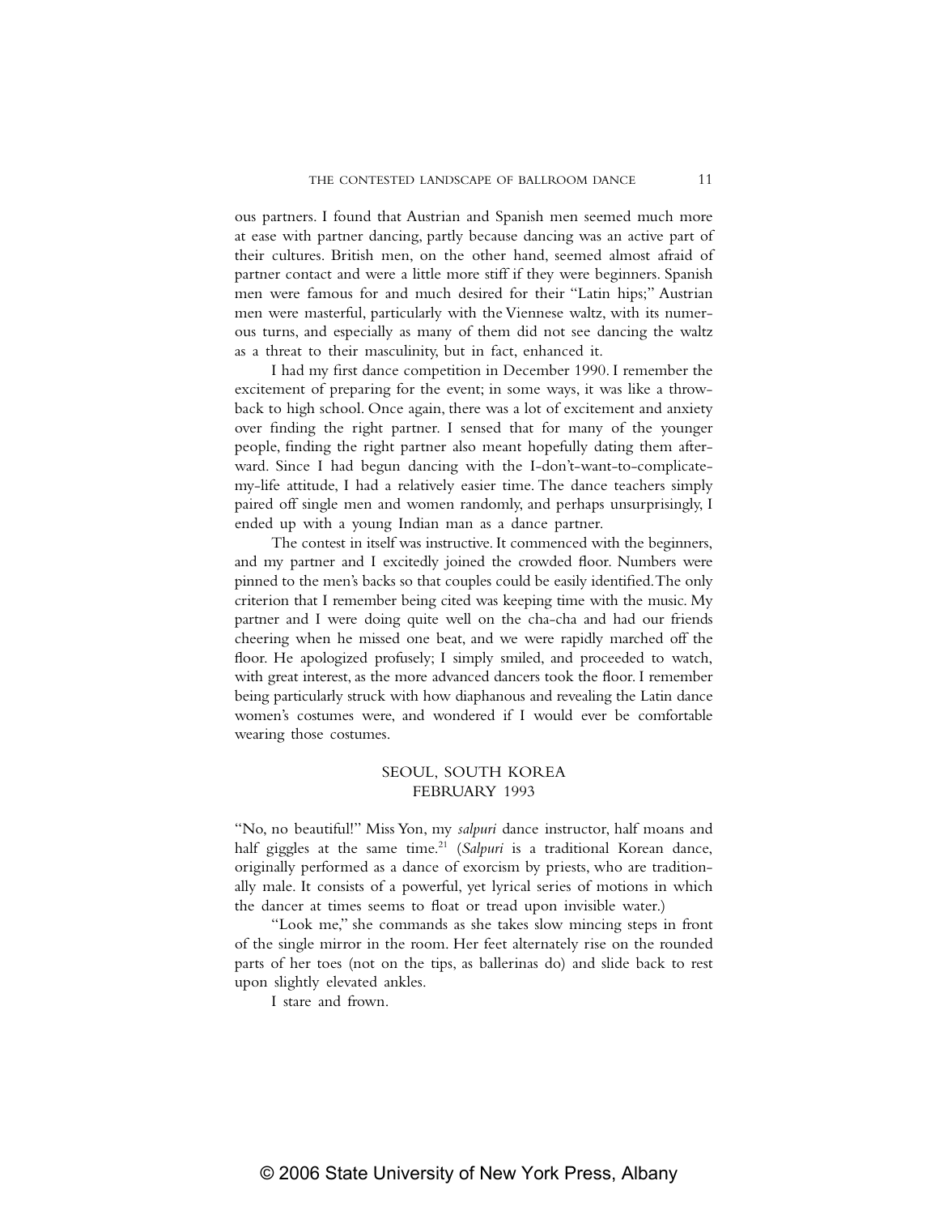ous partners. I found that Austrian and Spanish men seemed much more at ease with partner dancing, partly because dancing was an active part of their cultures. British men, on the other hand, seemed almost afraid of partner contact and were a little more stiff if they were beginners. Spanish men were famous for and much desired for their "Latin hips;" Austrian men were masterful, particularly with the Viennese waltz, with its numerous turns, and especially as many of them did not see dancing the waltz as a threat to their masculinity, but in fact, enhanced it.

I had my first dance competition in December 1990. I remember the excitement of preparing for the event; in some ways, it was like a throwback to high school. Once again, there was a lot of excitement and anxiety over finding the right partner. I sensed that for many of the younger people, finding the right partner also meant hopefully dating them afterward. Since I had begun dancing with the I-don't-want-to-complicate-my-life attitude, I had a relatively easier time. The dance teachers simply paired off single men and women randomly, and perhaps unsurprisingly, I ended up with a young Indian man as a dance partner.

The contest in itself was instructive. It commenced with the beginners, and my partner and I excitedly joined the crowded floor. Numbers were pinned to the men's backs so that couples could be easily identified. The only criterion that I remember being cited was keeping time with the music. My partner and I were doing quite well on the cha-cha and had our friends cheering when he missed one beat, and we were rapidly marched off the floor. He apologized profusely; I simply smiled, and proceeded to watch, with great interest, as the more advanced dancers took the floor. I remember being particularly struck with how diaphanous and revealing the Latin dance women's costumes were, and wondered if I would ever be comfortable wearing those costumes.

## SEOUL, SOUTH KOREA
## FEBRUARY 1993

"No, no beautiful!" Miss Yon, my *salpuri* dance instructor, half moans and half giggles at the same time.[21] (*Salpuri* is a traditional Korean dance, originally performed as a dance of exorcism by priests, who are traditionally male. It consists of a powerful, yet lyrical series of motions in which the dancer at times seems to float or tread upon invisible water.)

"Look me," she commands as she takes slow mincing steps in front of the single mirror in the room. Her feet alternately rise on the rounded parts of her toes (not on the tips, as ballerinas do) and slide back to rest upon slightly elevated ankles.

I stare and frown.

© 2006 State University of New York Press, Albany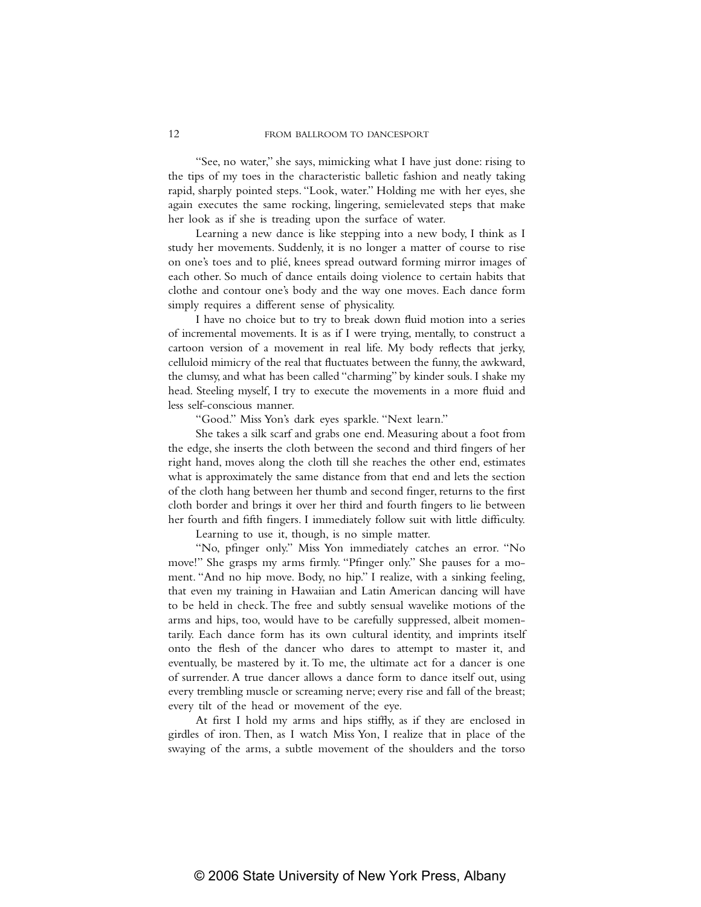"See, no water," she says, mimicking what I have just done: rising to the tips of my toes in the characteristic balletic fashion and neatly taking rapid, sharply pointed steps. "Look, water." Holding me with her eyes, she again executes the same rocking, lingering, semielevated steps that make her look as if she is treading upon the surface of water.

Learning a new dance is like stepping into a new body, I think as I study her movements. Suddenly, it is no longer a matter of course to rise on one's toes and to plié, knees spread outward forming mirror images of each other. So much of dance entails doing violence to certain habits that clothe and contour one's body and the way one moves. Each dance form simply requires a different sense of physicality.

I have no choice but to try to break down fluid motion into a series of incremental movements. It is as if I were trying, mentally, to construct a cartoon version of a movement in real life. My body reflects that jerky, celluloid mimicry of the real that fluctuates between the funny, the awkward, the clumsy, and what has been called "charming" by kinder souls. I shake my head. Steeling myself, I try to execute the movements in a more fluid and less self-conscious manner.

"Good." Miss Yon's dark eyes sparkle. "Next learn."

She takes a silk scarf and grabs one end. Measuring about a foot from the edge, she inserts the cloth between the second and third fingers of her right hand, moves along the cloth till she reaches the other end, estimates what is approximately the same distance from that end and lets the section of the cloth hang between her thumb and second finger, returns to the first cloth border and brings it over her third and fourth fingers to lie between her fourth and fifth fingers. I immediately follow suit with little difficulty.

Learning to use it, though, is no simple matter.

"No, pfinger only." Miss Yon immediately catches an error. "No move!" She grasps my arms firmly. "Pfinger only." She pauses for a moment. "And no hip move. Body, no hip." I realize, with a sinking feeling, that even my training in Hawaiian and Latin American dancing will have to be held in check. The free and subtly sensual wavelike motions of the arms and hips, too, would have to be carefully suppressed, albeit momentarily. Each dance form has its own cultural identity, and imprints itself onto the flesh of the dancer who dares to attempt to master it, and eventually, be mastered by it. To me, the ultimate act for a dancer is one of surrender. A true dancer allows a dance form to dance itself out, using every trembling muscle or screaming nerve; every rise and fall of the breast; every tilt of the head or movement of the eye.

At first I hold my arms and hips stiffly, as if they are enclosed in girdles of iron. Then, as I watch Miss Yon, I realize that in place of the swaying of the arms, a subtle movement of the shoulders and the torso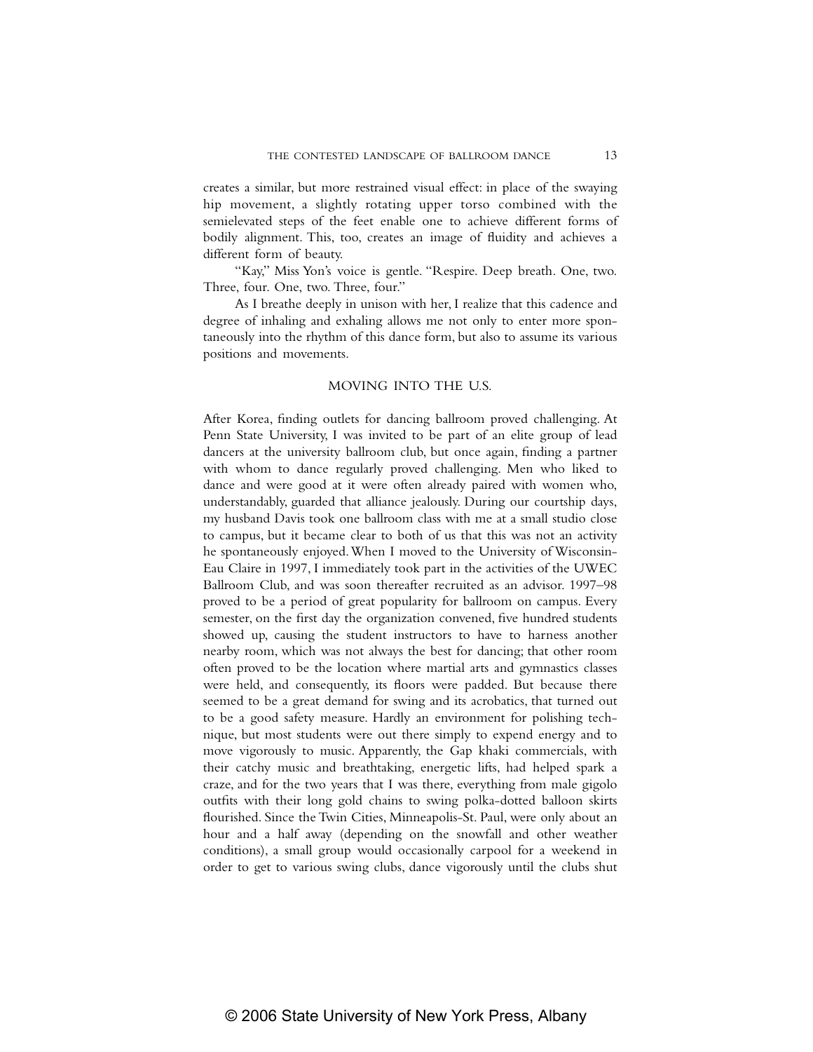creates a similar, but more restrained visual effect: in place of the swaying hip movement, a slightly rotating upper torso combined with the semielevated steps of the feet enable one to achieve different forms of bodily alignment. This, too, creates an image of fluidity and achieves a different form of beauty.

"Kay," Miss Yon's voice is gentle. "Respire. Deep breath. One, two. Three, four. One, two. Three, four."

As I breathe deeply in unison with her, I realize that this cadence and degree of inhaling and exhaling allows me not only to enter more spontaneously into the rhythm of this dance form, but also to assume its various positions and movements.

## MOVING INTO THE U.S.

After Korea, finding outlets for dancing ballroom proved challenging. At Penn State University, I was invited to be part of an elite group of lead dancers at the university ballroom club, but once again, finding a partner with whom to dance regularly proved challenging. Men who liked to dance and were good at it were often already paired with women who, understandably, guarded that alliance jealously. During our courtship days, my husband Davis took one ballroom class with me at a small studio close to campus, but it became clear to both of us that this was not an activity he spontaneously enjoyed. When I moved to the University of Wisconsin-Eau Claire in 1997, I immediately took part in the activities of the UWEC Ballroom Club, and was soon thereafter recruited as an advisor. 1997–98 proved to be a period of great popularity for ballroom on campus. Every semester, on the first day the organization convened, five hundred students showed up, causing the student instructors to have to harness another nearby room, which was not always the best for dancing; that other room often proved to be the location where martial arts and gymnastics classes were held, and consequently, its floors were padded. But because there seemed to be a great demand for swing and its acrobatics, that turned out to be a good safety measure. Hardly an environment for polishing technique, but most students were out there simply to expend energy and to move vigorously to music. Apparently, the Gap khaki commercials, with their catchy music and breathtaking, energetic lifts, had helped spark a craze, and for the two years that I was there, everything from male gigolo outfits with their long gold chains to swing polka-dotted balloon skirts flourished. Since the Twin Cities, Minneapolis-St. Paul, were only about an hour and a half away (depending on the snowfall and other weather conditions), a small group would occasionally carpool for a weekend in order to get to various swing clubs, dance vigorously until the clubs shut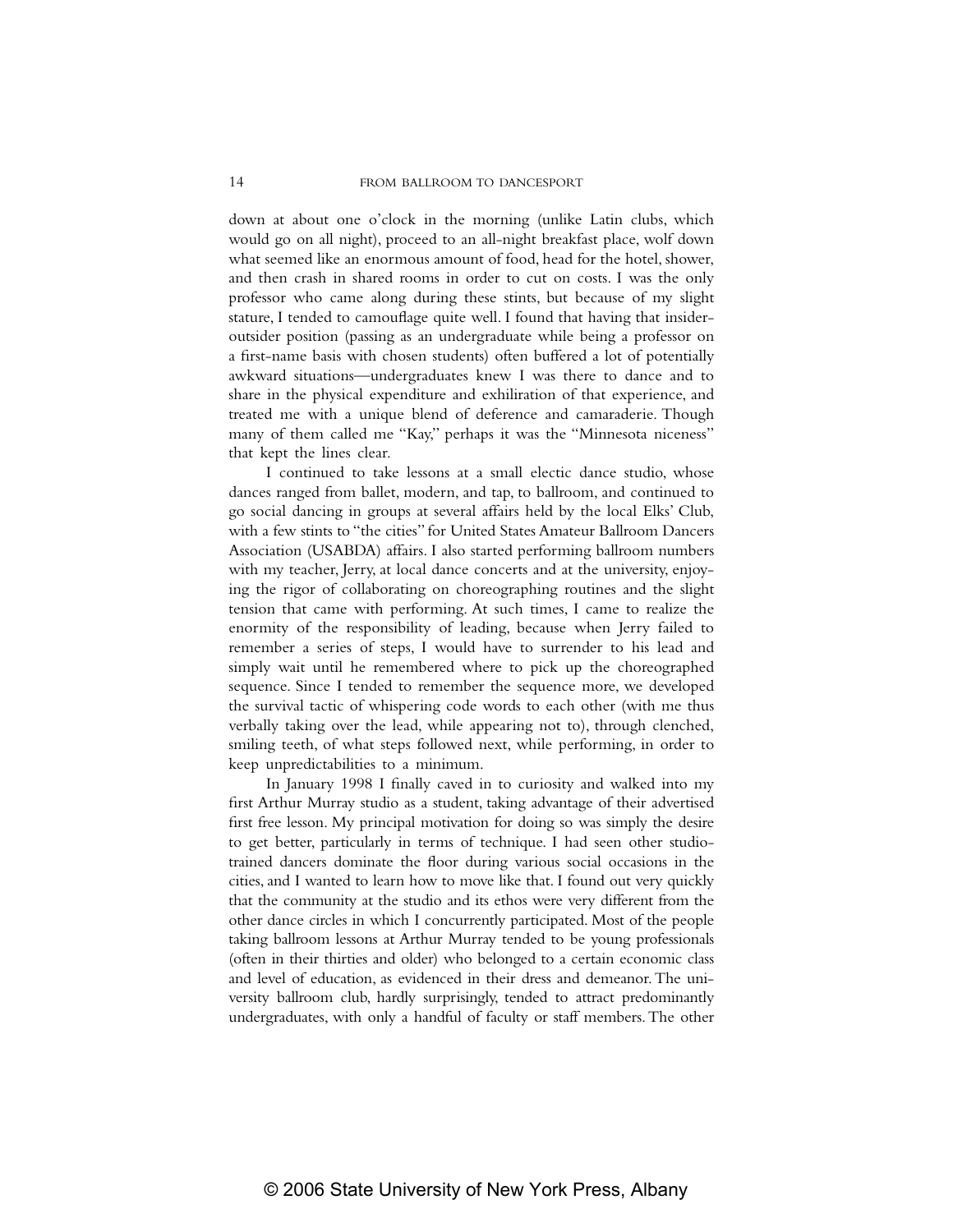down at about one o'clock in the morning (unlike Latin clubs, which would go on all night), proceed to an all-night breakfast place, wolf down what seemed like an enormous amount of food, head for the hotel, shower, and then crash in shared rooms in order to cut on costs. I was the only professor who came along during these stints, but because of my slight stature, I tended to camouflage quite well. I found that having that insider-outsider position (passing as an undergraduate while being a professor on a first-name basis with chosen students) often buffered a lot of potentially awkward situations—undergraduates knew I was there to dance and to share in the physical expenditure and exhiliration of that experience, and treated me with a unique blend of deference and camaraderie. Though many of them called me "Kay," perhaps it was the "Minnesota niceness" that kept the lines clear.

I continued to take lessons at a small electic dance studio, whose dances ranged from ballet, modern, and tap, to ballroom, and continued to go social dancing in groups at several affairs held by the local Elks' Club, with a few stints to "the cities" for United States Amateur Ballroom Dancers Association (USABDA) affairs. I also started performing ballroom numbers with my teacher, Jerry, at local dance concerts and at the university, enjoying the rigor of collaborating on choreographing routines and the slight tension that came with performing. At such times, I came to realize the enormity of the responsibility of leading, because when Jerry failed to remember a series of steps, I would have to surrender to his lead and simply wait until he remembered where to pick up the choreographed sequence. Since I tended to remember the sequence more, we developed the survival tactic of whispering code words to each other (with me thus verbally taking over the lead, while appearing not to), through clenched, smiling teeth, of what steps followed next, while performing, in order to keep unpredictabilities to a minimum.

In January 1998 I finally caved in to curiosity and walked into my first Arthur Murray studio as a student, taking advantage of their advertised first free lesson. My principal motivation for doing so was simply the desire to get better, particularly in terms of technique. I had seen other studio-trained dancers dominate the floor during various social occasions in the cities, and I wanted to learn how to move like that. I found out very quickly that the community at the studio and its ethos were very different from the other dance circles in which I concurrently participated. Most of the people taking ballroom lessons at Arthur Murray tended to be young professionals (often in their thirties and older) who belonged to a certain economic class and level of education, as evidenced in their dress and demeanor. The university ballroom club, hardly surprisingly, tended to attract predominantly undergraduates, with only a handful of faculty or staff members. The other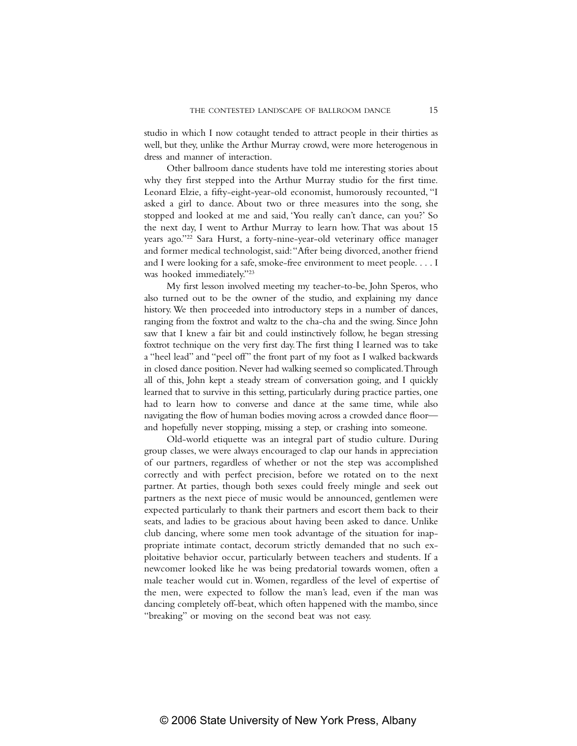studio in which I now cotaught tended to attract people in their thirties as well, but they, unlike the Arthur Murray crowd, were more heterogenous in dress and manner of interaction.

Other ballroom dance students have told me interesting stories about why they first stepped into the Arthur Murray studio for the first time. Leonard Elzie, a fifty-eight-year-old economist, humorously recounted, "I asked a girl to dance. About two or three measures into the song, she stopped and looked at me and said, 'You really can't dance, can you?' So the next day, I went to Arthur Murray to learn how. That was about 15 years ago."[22] Sara Hurst, a forty-nine-year-old veterinary office manager and former medical technologist, said: "After being divorced, another friend and I were looking for a safe, smoke-free environment to meet people. . . . I was hooked immediately."[23]

My first lesson involved meeting my teacher-to-be, John Speros, who also turned out to be the owner of the studio, and explaining my dance history. We then proceeded into introductory steps in a number of dances, ranging from the foxtrot and waltz to the cha-cha and the swing. Since John saw that I knew a fair bit and could instinctively follow, he began stressing foxtrot technique on the very first day. The first thing I learned was to take a "heel lead" and "peel off" the front part of my foot as I walked backwards in closed dance position. Never had walking seemed so complicated. Through all of this, John kept a steady stream of conversation going, and I quickly learned that to survive in this setting, particularly during practice parties, one had to learn how to converse and dance at the same time, while also navigating the flow of human bodies moving across a crowded dance floor—and hopefully never stopping, missing a step, or crashing into someone.

Old-world etiquette was an integral part of studio culture. During group classes, we were always encouraged to clap our hands in appreciation of our partners, regardless of whether or not the step was accomplished correctly and with perfect precision, before we rotated on to the next partner. At parties, though both sexes could freely mingle and seek out partners as the next piece of music would be announced, gentlemen were expected particularly to thank their partners and escort them back to their seats, and ladies to be gracious about having been asked to dance. Unlike club dancing, where some men took advantage of the situation for inappropriate intimate contact, decorum strictly demanded that no such exploitative behavior occur, particularly between teachers and students. If a newcomer looked like he was being predatorial towards women, often a male teacher would cut in. Women, regardless of the level of expertise of the men, were expected to follow the man's lead, even if the man was dancing completely off-beat, which often happened with the mambo, since "breaking" or moving on the second beat was not easy.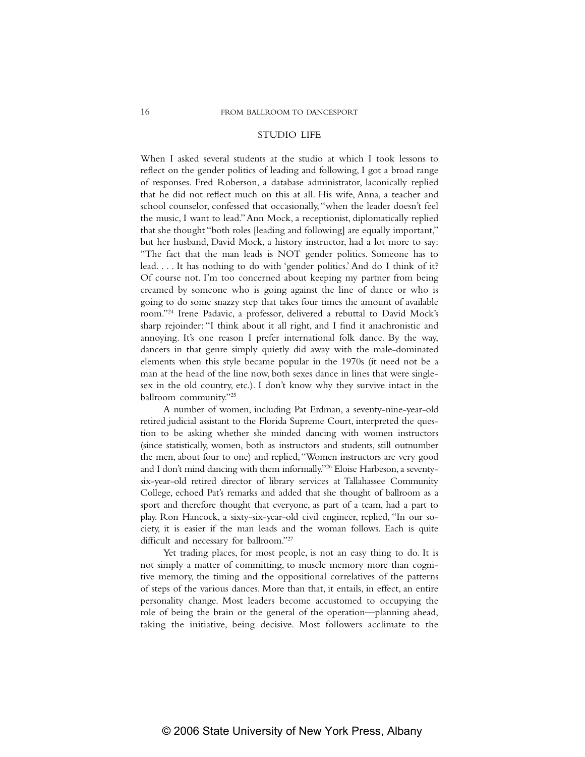## STUDIO LIFE

When I asked several students at the studio at which I took lessons to reflect on the gender politics of leading and following, I got a broad range of responses. Fred Roberson, a database administrator, laconically replied that he did not reflect much on this at all. His wife, Anna, a teacher and school counselor, confessed that occasionally, "when the leader doesn't feel the music, I want to lead." Ann Mock, a receptionist, diplomatically replied that she thought "both roles [leading and following] are equally important," but her husband, David Mock, a history instructor, had a lot more to say: "The fact that the man leads is NOT gender politics. Someone has to lead. . . . It has nothing to do with 'gender politics.' And do I think of it? Of course not. I'm too concerned about keeping my partner from being creamed by someone who is going against the line of dance or who is going to do some snazzy step that takes four times the amount of available room."[24] Irene Padavic, a professor, delivered a rebuttal to David Mock's sharp rejoinder: "I think about it all right, and I find it anachronistic and annoying. It's one reason I prefer international folk dance. By the way, dancers in that genre simply quietly did away with the male-dominated elements when this style became popular in the 1970s (it need not be a man at the head of the line now, both sexes dance in lines that were single-sex in the old country, etc.). I don't know why they survive intact in the ballroom community."[25]

A number of women, including Pat Erdman, a seventy-nine-year-old retired judicial assistant to the Florida Supreme Court, interpreted the question to be asking whether she minded dancing with women instructors (since statistically, women, both as instructors and students, still outnumber the men, about four to one) and replied, "Women instructors are very good and I don't mind dancing with them informally."[26] Eloise Harbeson, a seventy-six-year-old retired director of library services at Tallahassee Community College, echoed Pat's remarks and added that she thought of ballroom as a sport and therefore thought that everyone, as part of a team, had a part to play. Ron Hancock, a sixty-six-year-old civil engineer, replied, "In our society, it is easier if the man leads and the woman follows. Each is quite difficult and necessary for ballroom."[27]

Yet trading places, for most people, is not an easy thing to do. It is not simply a matter of committing, to muscle memory more than cognitive memory, the timing and the oppositional correlatives of the patterns of steps of the various dances. More than that, it entails, in effect, an entire personality change. Most leaders become accustomed to occupying the role of being the brain or the general of the operation—planning ahead, taking the initiative, being decisive. Most followers acclimate to the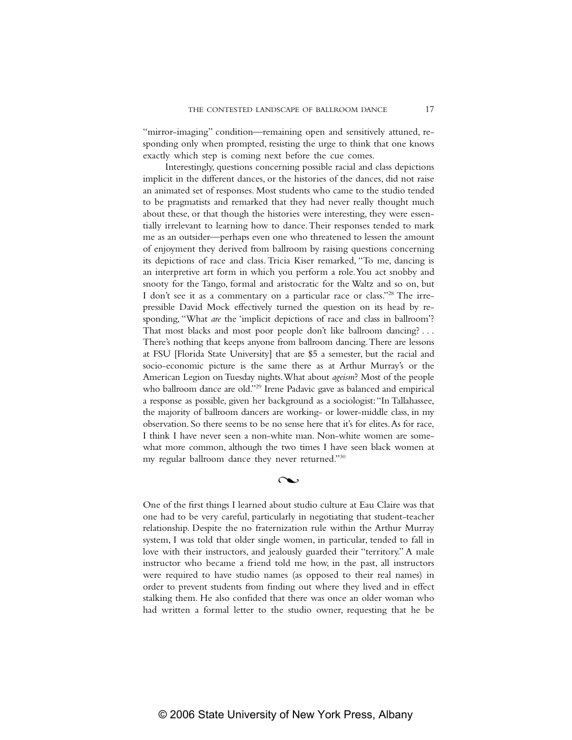"mirror-imaging" condition—remaining open and sensitively attuned, responding only when prompted, resisting the urge to think that one knows exactly which step is coming next before the cue comes.

Interestingly, questions concerning possible racial and class depictions implicit in the different dances, or the histories of the dances, did not raise an animated set of responses. Most students who came to the studio tended to be pragmatists and remarked that they had never really thought much about these, or that though the histories were interesting, they were essentially irrelevant to learning how to dance. Their responses tended to mark me as an outsider—perhaps even one who threatened to lessen the amount of enjoyment they derived from ballroom by raising questions concerning its depictions of race and class. Tricia Kiser remarked, "To me, dancing is an interpretive art form in which you perform a role. You act snobby and snooty for the Tango, formal and aristocratic for the Waltz and so on, but I don't see it as a commentary on a particular race or class."[28] The irrepressible David Mock effectively turned the question on its head by responding, "What *are* the 'implicit depictions of race and class in ballroom'? That most blacks and most poor people don't like ballroom dancing? . . . There's nothing that keeps anyone from ballroom dancing. There are lessons at FSU [Florida State University] that are $5 a semester, but the racial and socio-economic picture is the same there as at Arthur Murray's or the American Legion on Tuesday nights. What about *ageism*? Most of the people who ballroom dance are old."[29] Irene Padavic gave as balanced and empirical a response as possible, given her background as a sociologist: "In Tallahassee, the majority of ballroom dancers are working- or lower-middle class, in my observation. So there seems to be no sense here that it's for elites. As for race, I think I have never seen a non-white man. Non-white women are somewhat more common, although the two times I have seen black women at my regular ballroom dance they never returned."[30]

~

One of the first things I learned about studio culture at Eau Claire was that one had to be very careful, particularly in negotiating that student-teacher relationship. Despite the no fraternization rule within the Arthur Murray system, I was told that older single women, in particular, tended to fall in love with their instructors, and jealously guarded their "territory." A male instructor who became a friend told me how, in the past, all instructors were required to have studio names (as opposed to their real names) in order to prevent students from finding out where they lived and in effect stalking them. He also confided that there was once an older woman who had written a formal letter to the studio owner, requesting that he be

© 2006 State University of New York Press, Albany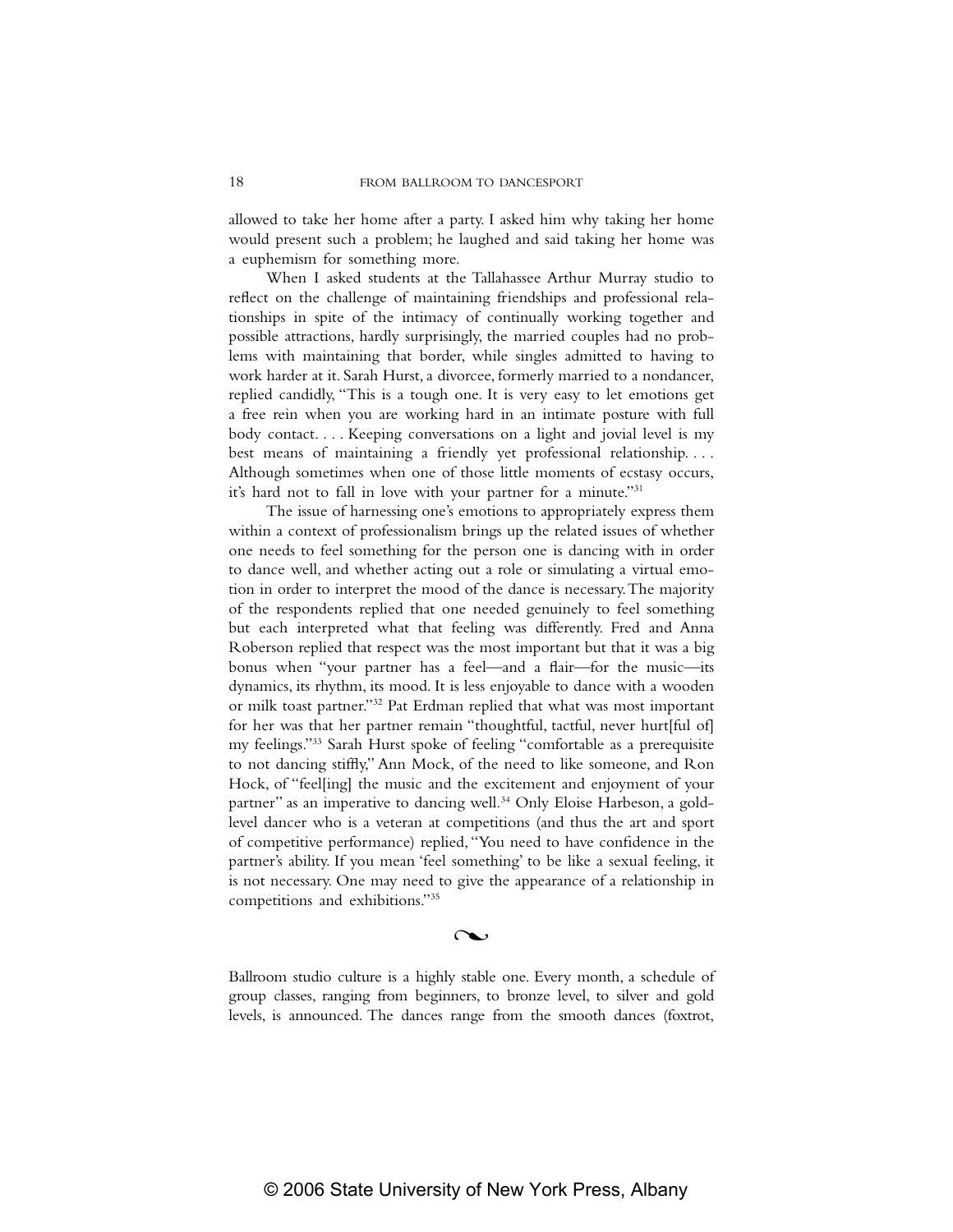allowed to take her home after a party. I asked him why taking her home would present such a problem; he laughed and said taking her home was a euphemism for something more.

When I asked students at the Tallahassee Arthur Murray studio to reflect on the challenge of maintaining friendships and professional relationships in spite of the intimacy of continually working together and possible attractions, hardly surprisingly, the married couples had no problems with maintaining that border, while singles admitted to having to work harder at it. Sarah Hurst, a divorcee, formerly married to a nondancer, replied candidly, "This is a tough one. It is very easy to let emotions get a free rein when you are working hard in an intimate posture with full body contact. . . . Keeping conversations on a light and jovial level is my best means of maintaining a friendly yet professional relationship. . . . Although sometimes when one of those little moments of ecstasy occurs, it's hard not to fall in love with your partner for a minute."[31]

The issue of harnessing one's emotions to appropriately express them within a context of professionalism brings up the related issues of whether one needs to feel something for the person one is dancing with in order to dance well, and whether acting out a role or simulating a virtual emotion in order to interpret the mood of the dance is necessary. The majority of the respondents replied that one needed genuinely to feel something but each interpreted what that feeling was differently. Fred and Anna Roberson replied that respect was the most important but that it was a big bonus when "your partner has a feel—and a flair—for the music—its dynamics, its rhythm, its mood. It is less enjoyable to dance with a wooden or milk toast partner."[32] Pat Erdman replied that what was most important for her was that her partner remain "thoughtful, tactful, never hurt[ful of] my feelings."[33] Sarah Hurst spoke of feeling "comfortable as a prerequisite to not dancing stiffly," Ann Mock, of the need to like someone, and Ron Hock, of "feel[ing] the music and the excitement and enjoyment of your partner" as an imperative to dancing well.[34] Only Eloise Harbeson, a gold-level dancer who is a veteran at competitions (and thus the art and sport of competitive performance) replied, "You need to have confidence in the partner's ability. If you mean 'feel something' to be like a sexual feeling, it is not necessary. One may need to give the appearance of a relationship in competitions and exhibitions."[35]

~

Ballroom studio culture is a highly stable one. Every month, a schedule of group classes, ranging from beginners, to bronze level, to silver and gold levels, is announced. The dances range from the smooth dances (foxtrot,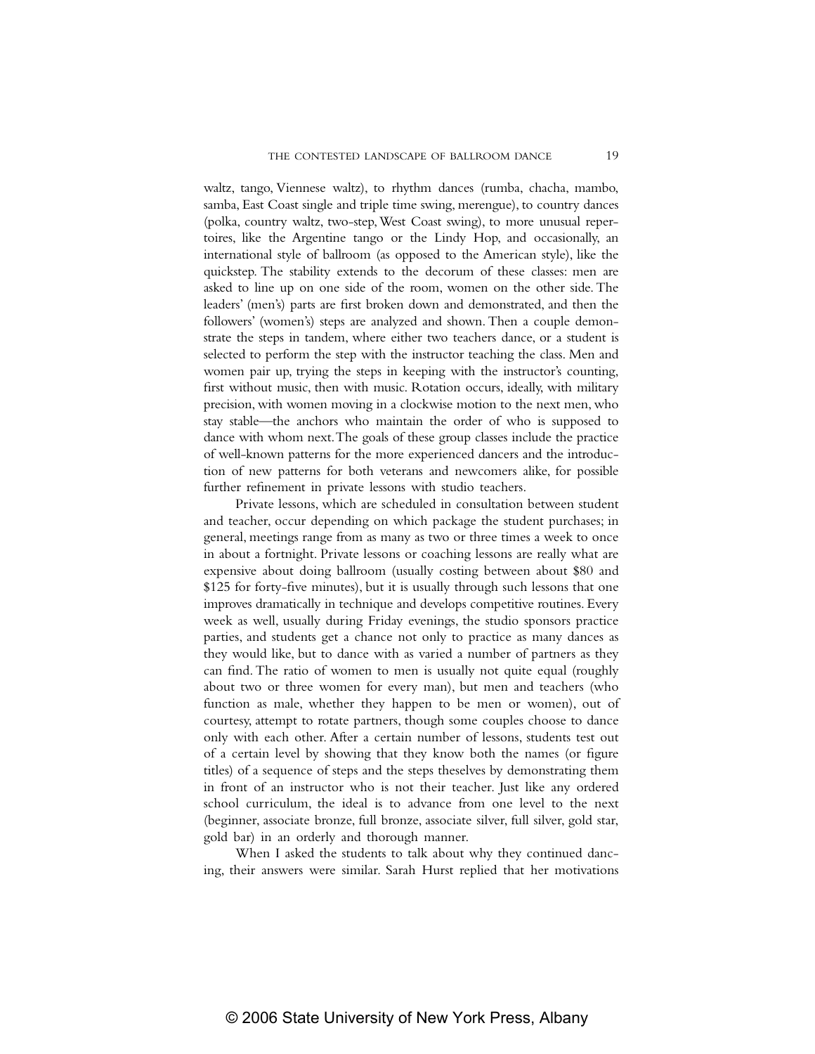waltz, tango, Viennese waltz), to rhythm dances (rumba, chacha, mambo, samba, East Coast single and triple time swing, merengue), to country dances (polka, country waltz, two-step, West Coast swing), to more unusual repertoires, like the Argentine tango or the Lindy Hop, and occasionally, an international style of ballroom (as opposed to the American style), like the quickstep. The stability extends to the decorum of these classes: men are asked to line up on one side of the room, women on the other side. The leaders' (men's) parts are first broken down and demonstrated, and then the followers' (women's) steps are analyzed and shown. Then a couple demonstrate the steps in tandem, where either two teachers dance, or a student is selected to perform the step with the instructor teaching the class. Men and women pair up, trying the steps in keeping with the instructor's counting, first without music, then with music. Rotation occurs, ideally, with military precision, with women moving in a clockwise motion to the next men, who stay stable—the anchors who maintain the order of who is supposed to dance with whom next. The goals of these group classes include the practice of well-known patterns for the more experienced dancers and the introduction of new patterns for both veterans and newcomers alike, for possible further refinement in private lessons with studio teachers.

Private lessons, which are scheduled in consultation between student and teacher, occur depending on which package the student purchases; in general, meetings range from as many as two or three times a week to once in about a fortnight. Private lessons or coaching lessons are really what are expensive about doing ballroom (usually costing between about $80 and $125 for forty-five minutes), but it is usually through such lessons that one improves dramatically in technique and develops competitive routines. Every week as well, usually during Friday evenings, the studio sponsors practice parties, and students get a chance not only to practice as many dances as they would like, but to dance with as varied a number of partners as they can find. The ratio of women to men is usually not quite equal (roughly about two or three women for every man), but men and teachers (who function as male, whether they happen to be men or women), out of courtesy, attempt to rotate partners, though some couples choose to dance only with each other. After a certain number of lessons, students test out of a certain level by showing that they know both the names (or figure titles) of a sequence of steps and the steps theselves by demonstrating them in front of an instructor who is not their teacher. Just like any ordered school curriculum, the ideal is to advance from one level to the next (beginner, associate bronze, full bronze, associate silver, full silver, gold star, gold bar) in an orderly and thorough manner.

When I asked the students to talk about why they continued dancing, their answers were similar. Sarah Hurst replied that her motivations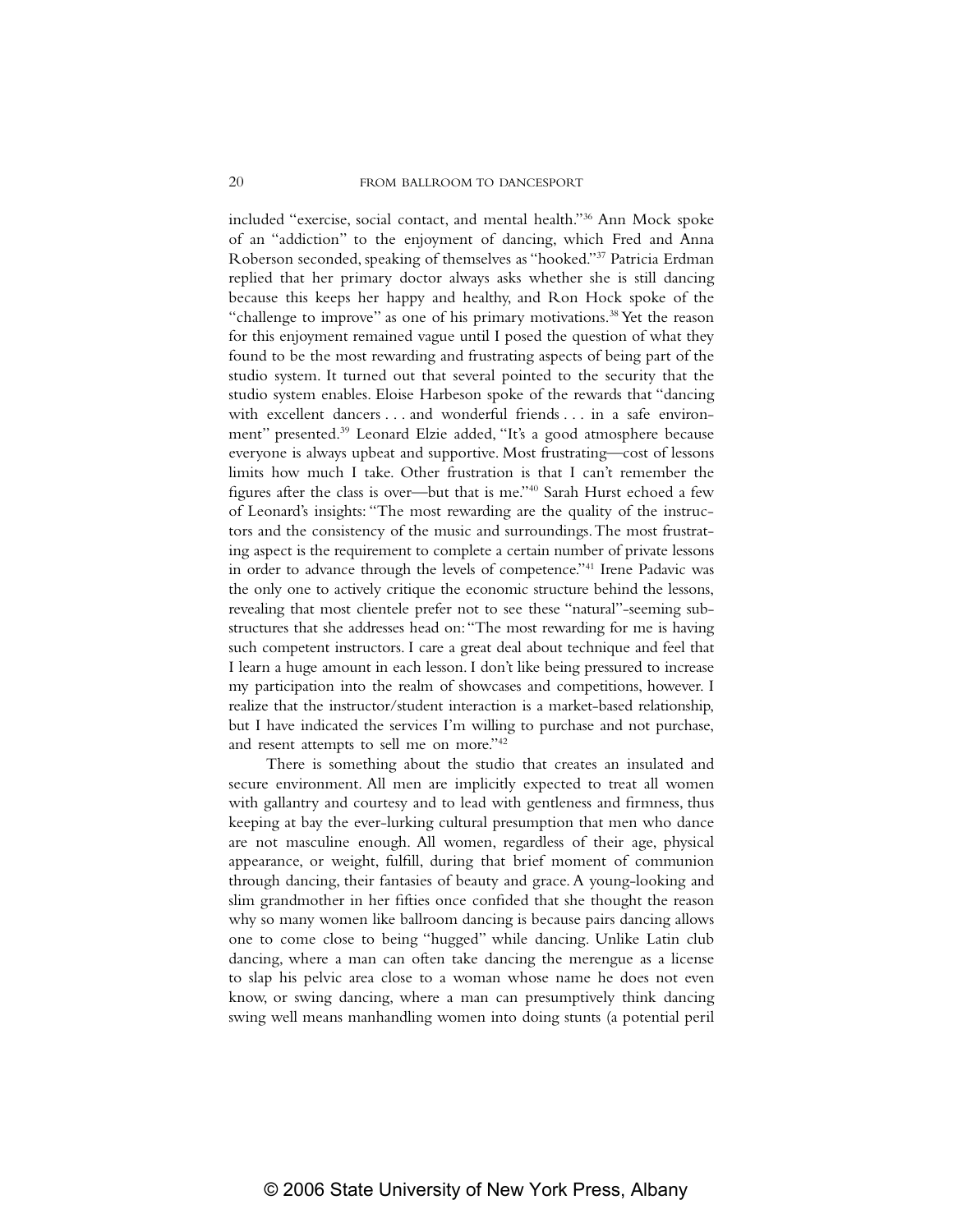included "exercise, social contact, and mental health."[36] Ann Mock spoke of an "addiction" to the enjoyment of dancing, which Fred and Anna Roberson seconded, speaking of themselves as "hooked."[37] Patricia Erdman replied that her primary doctor always asks whether she is still dancing because this keeps her happy and healthy, and Ron Hock spoke of the "challenge to improve" as one of his primary motivations.[38] Yet the reason for this enjoyment remained vague until I posed the question of what they found to be the most rewarding and frustrating aspects of being part of the studio system. It turned out that several pointed to the security that the studio system enables. Eloise Harbeson spoke of the rewards that "dancing with excellent dancers . . . and wonderful friends . . . in a safe environment" presented.[39] Leonard Elzie added, "It's a good atmosphere because everyone is always upbeat and supportive. Most frustrating—cost of lessons limits how much I take. Other frustration is that I can't remember the figures after the class is over—but that is me."[40] Sarah Hurst echoed a few of Leonard's insights: "The most rewarding are the quality of the instructors and the consistency of the music and surroundings. The most frustrating aspect is the requirement to complete a certain number of private lessons in order to advance through the levels of competence."[41] Irene Padavic was the only one to actively critique the economic structure behind the lessons, revealing that most clientele prefer not to see these "natural"-seeming substructures that she addresses head on: "The most rewarding for me is having such competent instructors. I care a great deal about technique and feel that I learn a huge amount in each lesson. I don't like being pressured to increase my participation into the realm of showcases and competitions, however. I realize that the instructor/student interaction is a market-based relationship, but I have indicated the services I'm willing to purchase and not purchase, and resent attempts to sell me on more."[42]

There is something about the studio that creates an insulated and secure environment. All men are implicitly expected to treat all women with gallantry and courtesy and to lead with gentleness and firmness, thus keeping at bay the ever-lurking cultural presumption that men who dance are not masculine enough. All women, regardless of their age, physical appearance, or weight, fulfill, during that brief moment of communion through dancing, their fantasies of beauty and grace. A young-looking and slim grandmother in her fifties once confided that she thought the reason why so many women like ballroom dancing is because pairs dancing allows one to come close to being "hugged" while dancing. Unlike Latin club dancing, where a man can often take dancing the merengue as a license to slap his pelvic area close to a woman whose name he does not even know, or swing dancing, where a man can presumptively think dancing swing well means manhandling women into doing stunts (a potential peril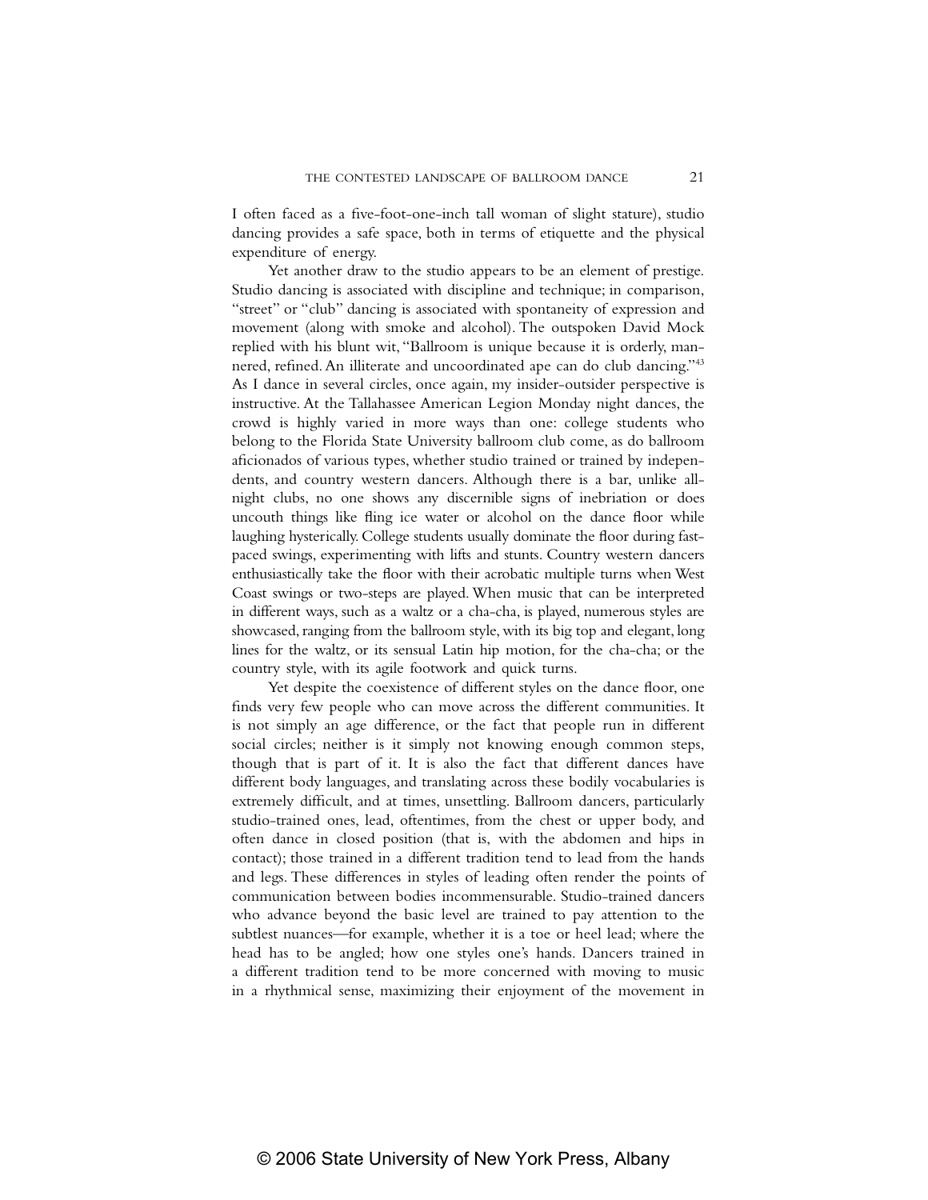I often faced as a five-foot-one-inch tall woman of slight stature), studio dancing provides a safe space, both in terms of etiquette and the physical expenditure of energy.

Yet another draw to the studio appears to be an element of prestige. Studio dancing is associated with discipline and technique; in comparison, "street" or "club" dancing is associated with spontaneity of expression and movement (along with smoke and alcohol). The outspoken David Mock replied with his blunt wit, "Ballroom is unique because it is orderly, mannered, refined. An illiterate and uncoordinated ape can do club dancing."[43] As I dance in several circles, once again, my insider-outsider perspective is instructive. At the Tallahassee American Legion Monday night dances, the crowd is highly varied in more ways than one: college students who belong to the Florida State University ballroom club come, as do ballroom aficionados of various types, whether studio trained or trained by independents, and country western dancers. Although there is a bar, unlike all-night clubs, no one shows any discernible signs of inebriation or does uncouth things like fling ice water or alcohol on the dance floor while laughing hysterically. College students usually dominate the floor during fast-paced swings, experimenting with lifts and stunts. Country western dancers enthusiastically take the floor with their acrobatic multiple turns when West Coast swings or two-steps are played. When music that can be interpreted in different ways, such as a waltz or a cha-cha, is played, numerous styles are showcased, ranging from the ballroom style, with its big top and elegant, long lines for the waltz, or its sensual Latin hip motion, for the cha-cha; or the country style, with its agile footwork and quick turns.

Yet despite the coexistence of different styles on the dance floor, one finds very few people who can move across the different communities. It is not simply an age difference, or the fact that people run in different social circles; neither is it simply not knowing enough common steps, though that is part of it. It is also the fact that different dances have different body languages, and translating across these bodily vocabularies is extremely difficult, and at times, unsettling. Ballroom dancers, particularly studio-trained ones, lead, oftentimes, from the chest or upper body, and often dance in closed position (that is, with the abdomen and hips in contact); those trained in a different tradition tend to lead from the hands and legs. These differences in styles of leading often render the points of communication between bodies incommensurable. Studio-trained dancers who advance beyond the basic level are trained to pay attention to the subtlest nuances—for example, whether it is a toe or heel lead; where the head has to be angled; how one styles one's hands. Dancers trained in a different tradition tend to be more concerned with moving to music in a rhythmical sense, maximizing their enjoyment of the movement in

© 2006 State University of New York Press, Albany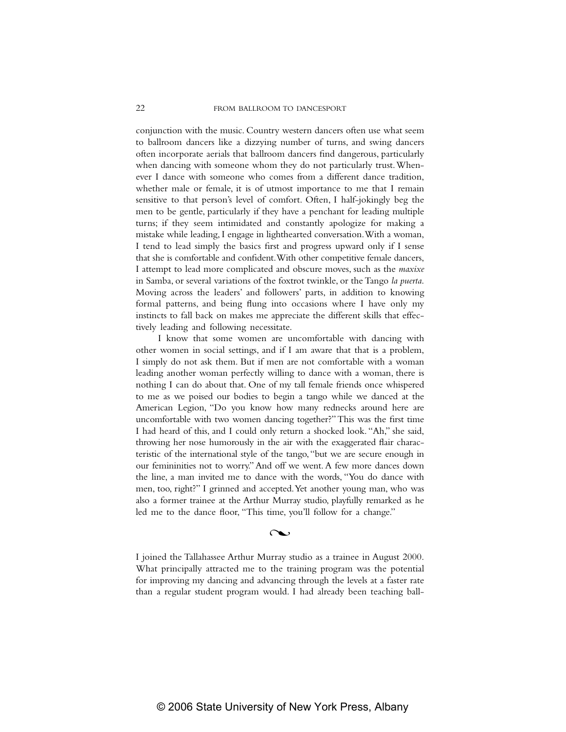conjunction with the music. Country western dancers often use what seem to ballroom dancers like a dizzying number of turns, and swing dancers often incorporate aerials that ballroom dancers find dangerous, particularly when dancing with someone whom they do not particularly trust. Whenever I dance with someone who comes from a different dance tradition, whether male or female, it is of utmost importance to me that I remain sensitive to that person's level of comfort. Often, I half-jokingly beg the men to be gentle, particularly if they have a penchant for leading multiple turns; if they seem intimidated and constantly apologize for making a mistake while leading, I engage in lighthearted conversation. With a woman, I tend to lead simply the basics first and progress upward only if I sense that she is comfortable and confident. With other competitive female dancers, I attempt to lead more complicated and obscure moves, such as the *maxixe* in Samba, or several variations of the foxtrot twinkle, or the Tango *la puerta*. Moving across the leaders' and followers' parts, in addition to knowing formal patterns, and being flung into occasions where I have only my instincts to fall back on makes me appreciate the different skills that effectively leading and following necessitate.

I know that some women are uncomfortable with dancing with other women in social settings, and if I am aware that that is a problem, I simply do not ask them. But if men are not comfortable with a woman leading another woman perfectly willing to dance with a woman, there is nothing I can do about that. One of my tall female friends once whispered to me as we poised our bodies to begin a tango while we danced at the American Legion, "Do you know how many rednecks around here are uncomfortable with two women dancing together?" This was the first time I had heard of this, and I could only return a shocked look. "Ah," she said, throwing her nose humorously in the air with the exaggerated flair characteristic of the international style of the tango, "but we are secure enough in our femininities not to worry." And off we went. A few more dances down the line, a man invited me to dance with the words, "You do dance with men, too, right?" I grinned and accepted. Yet another young man, who was also a former trainee at the Arthur Murray studio, playfully remarked as he led me to the dance floor, "This time, you'll follow for a change."

~

I joined the Tallahassee Arthur Murray studio as a trainee in August 2000. What principally attracted me to the training program was the potential for improving my dancing and advancing through the levels at a faster rate than a regular student program would. I had already been teaching ball-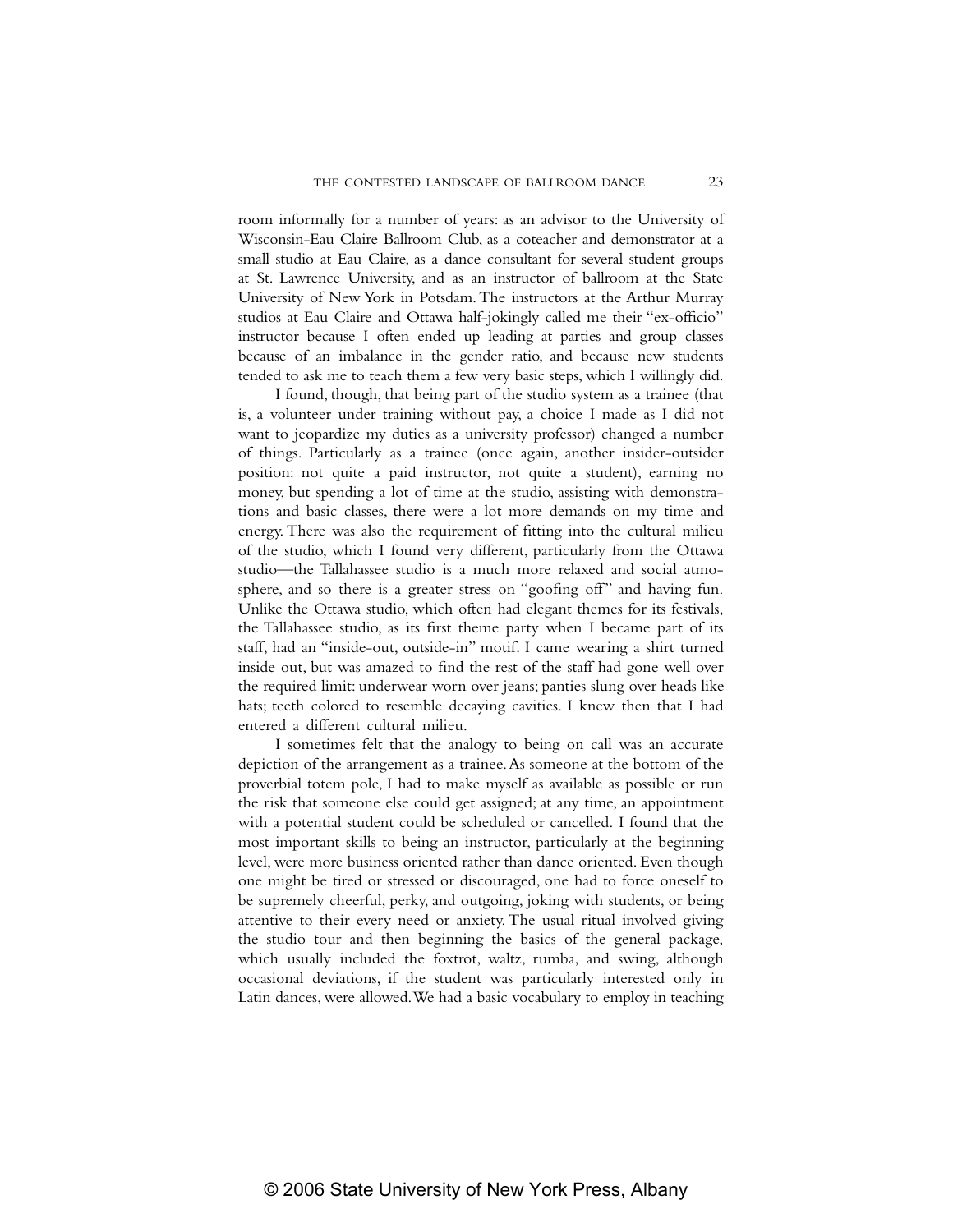room informally for a number of years: as an advisor to the University of Wisconsin-Eau Claire Ballroom Club, as a coteacher and demonstrator at a small studio at Eau Claire, as a dance consultant for several student groups at St. Lawrence University, and as an instructor of ballroom at the State University of New York in Potsdam. The instructors at the Arthur Murray studios at Eau Claire and Ottawa half-jokingly called me their "ex-officio" instructor because I often ended up leading at parties and group classes because of an imbalance in the gender ratio, and because new students tended to ask me to teach them a few very basic steps, which I willingly did.

I found, though, that being part of the studio system as a trainee (that is, a volunteer under training without pay, a choice I made as I did not want to jeopardize my duties as a university professor) changed a number of things. Particularly as a trainee (once again, another insider-outsider position: not quite a paid instructor, not quite a student), earning no money, but spending a lot of time at the studio, assisting with demonstrations and basic classes, there were a lot more demands on my time and energy. There was also the requirement of fitting into the cultural milieu of the studio, which I found very different, particularly from the Ottawa studio—the Tallahassee studio is a much more relaxed and social atmosphere, and so there is a greater stress on "goofing off" and having fun. Unlike the Ottawa studio, which often had elegant themes for its festivals, the Tallahassee studio, as its first theme party when I became part of its staff, had an "inside-out, outside-in" motif. I came wearing a shirt turned inside out, but was amazed to find the rest of the staff had gone well over the required limit: underwear worn over jeans; panties slung over heads like hats; teeth colored to resemble decaying cavities. I knew then that I had entered a different cultural milieu.

I sometimes felt that the analogy to being on call was an accurate depiction of the arrangement as a trainee. As someone at the bottom of the proverbial totem pole, I had to make myself as available as possible or run the risk that someone else could get assigned; at any time, an appointment with a potential student could be scheduled or cancelled. I found that the most important skills to being an instructor, particularly at the beginning level, were more business oriented rather than dance oriented. Even though one might be tired or stressed or discouraged, one had to force oneself to be supremely cheerful, perky, and outgoing, joking with students, or being attentive to their every need or anxiety. The usual ritual involved giving the studio tour and then beginning the basics of the general package, which usually included the foxtrot, waltz, rumba, and swing, although occasional deviations, if the student was particularly interested only in Latin dances, were allowed. We had a basic vocabulary to employ in teaching

© 2006 State University of New York Press, Albany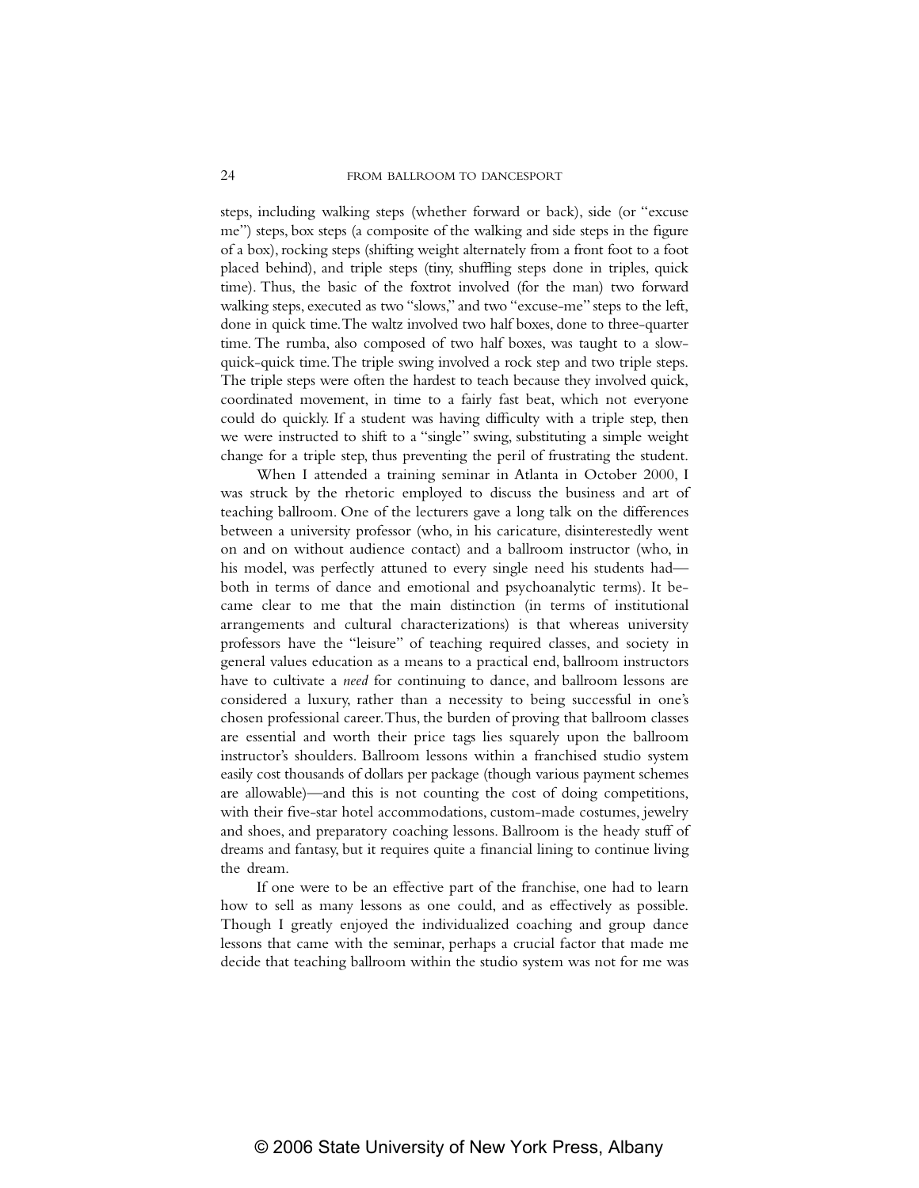steps, including walking steps (whether forward or back), side (or "excuse me") steps, box steps (a composite of the walking and side steps in the figure of a box), rocking steps (shifting weight alternately from a front foot to a foot placed behind), and triple steps (tiny, shuffling steps done in triples, quick time). Thus, the basic of the foxtrot involved (for the man) two forward walking steps, executed as two "slows," and two "excuse-me" steps to the left, done in quick time. The waltz involved two half boxes, done to three-quarter time. The rumba, also composed of two half boxes, was taught to a slow-quick-quick time. The triple swing involved a rock step and two triple steps. The triple steps were often the hardest to teach because they involved quick, coordinated movement, in time to a fairly fast beat, which not everyone could do quickly. If a student was having difficulty with a triple step, then we were instructed to shift to a "single" swing, substituting a simple weight change for a triple step, thus preventing the peril of frustrating the student.

When I attended a training seminar in Atlanta in October 2000, I was struck by the rhetoric employed to discuss the business and art of teaching ballroom. One of the lecturers gave a long talk on the differences between a university professor (who, in his caricature, disinterestedly went on and on without audience contact) and a ballroom instructor (who, in his model, was perfectly attuned to every single need his students had—both in terms of dance and emotional and psychoanalytic terms). It became clear to me that the main distinction (in terms of institutional arrangements and cultural characterizations) is that whereas university professors have the "leisure" of teaching required classes, and society in general values education as a means to a practical end, ballroom instructors have to cultivate a *need* for continuing to dance, and ballroom lessons are considered a luxury, rather than a necessity to being successful in one's chosen professional career. Thus, the burden of proving that ballroom classes are essential and worth their price tags lies squarely upon the ballroom instructor's shoulders. Ballroom lessons within a franchised studio system easily cost thousands of dollars per package (though various payment schemes are allowable)—and this is not counting the cost of doing competitions, with their five-star hotel accommodations, custom-made costumes, jewelry and shoes, and preparatory coaching lessons. Ballroom is the heady stuff of dreams and fantasy, but it requires quite a financial lining to continue living the dream.

If one were to be an effective part of the franchise, one had to learn how to sell as many lessons as one could, and as effectively as possible. Though I greatly enjoyed the individualized coaching and group dance lessons that came with the seminar, perhaps a crucial factor that made me decide that teaching ballroom within the studio system was not for me was

© 2006 State University of New York Press, Albany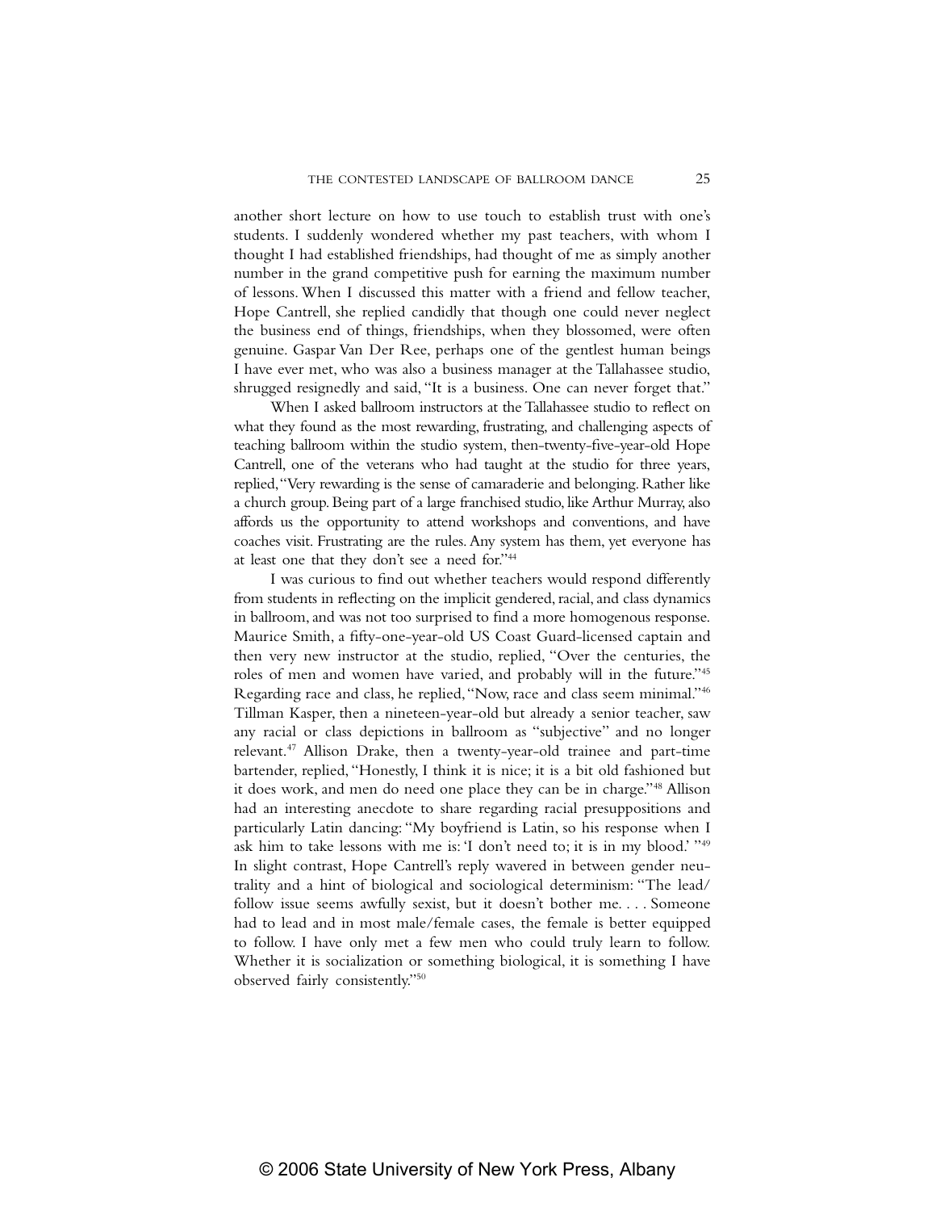another short lecture on how to use touch to establish trust with one's students. I suddenly wondered whether my past teachers, with whom I thought I had established friendships, had thought of me as simply another number in the grand competitive push for earning the maximum number of lessons. When I discussed this matter with a friend and fellow teacher, Hope Cantrell, she replied candidly that though one could never neglect the business end of things, friendships, when they blossomed, were often genuine. Gaspar Van Der Ree, perhaps one of the gentlest human beings I have ever met, who was also a business manager at the Tallahassee studio, shrugged resignedly and said, "It is a business. One can never forget that."

When I asked ballroom instructors at the Tallahassee studio to reflect on what they found as the most rewarding, frustrating, and challenging aspects of teaching ballroom within the studio system, then-twenty-five-year-old Hope Cantrell, one of the veterans who had taught at the studio for three years, replied, "Very rewarding is the sense of camaraderie and belonging. Rather like a church group. Being part of a large franchised studio, like Arthur Murray, also affords us the opportunity to attend workshops and conventions, and have coaches visit. Frustrating are the rules. Any system has them, yet everyone has at least one that they don't see a need for."[44]

I was curious to find out whether teachers would respond differently from students in reflecting on the implicit gendered, racial, and class dynamics in ballroom, and was not too surprised to find a more homogenous response. Maurice Smith, a fifty-one-year-old US Coast Guard-licensed captain and then very new instructor at the studio, replied, "Over the centuries, the roles of men and women have varied, and probably will in the future."[45] Regarding race and class, he replied, "Now, race and class seem minimal."[46] Tillman Kasper, then a nineteen-year-old but already a senior teacher, saw any racial or class depictions in ballroom as "subjective" and no longer relevant.[47] Allison Drake, then a twenty-year-old trainee and part-time bartender, replied, "Honestly, I think it is nice; it is a bit old fashioned but it does work, and men do need one place they can be in charge."[48] Allison had an interesting anecdote to share regarding racial presuppositions and particularly Latin dancing: "My boyfriend is Latin, so his response when I ask him to take lessons with me is: 'I don't need to; it is in my blood.' "[49] In slight contrast, Hope Cantrell's reply wavered in between gender neutrality and a hint of biological and sociological determinism: "The lead/follow issue seems awfully sexist, but it doesn't bother me. . . . Someone had to lead and in most male/female cases, the female is better equipped to follow. I have only met a few men who could truly learn to follow. Whether it is socialization or something biological, it is something I have observed fairly consistently."[50]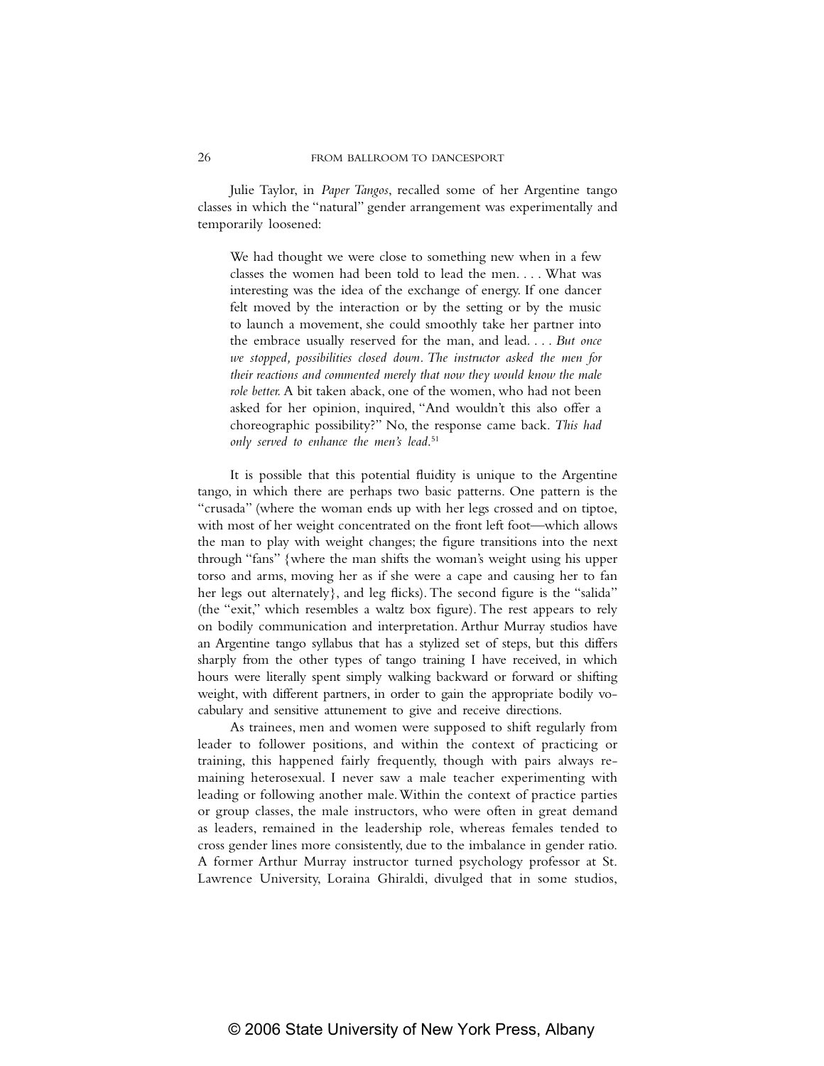Julie Taylor, in *Paper Tangos*, recalled some of her Argentine tango classes in which the "natural" gender arrangement was experimentally and temporarily loosened:

> We had thought we were close to something new when in a few classes the women had been told to lead the men. . . . What was interesting was the idea of the exchange of energy. If one dancer felt moved by the interaction or by the setting or by the music to launch a movement, she could smoothly take her partner into the embrace usually reserved for the man, and lead. . . . *But once we stopped, possibilities closed down. The instructor asked the men for their reactions and commented merely that now they would know the male role better.* A bit taken aback, one of the women, who had not been asked for her opinion, inquired, "And wouldn't this also offer a choreographic possibility?" No, the response came back. *This had only served to enhance the men's lead.*[51]

It is possible that this potential fluidity is unique to the Argentine tango, in which there are perhaps two basic patterns. One pattern is the "crusada" (where the woman ends up with her legs crossed and on tiptoe, with most of her weight concentrated on the front left foot—which allows the man to play with weight changes; the figure transitions into the next through "fans" {where the man shifts the woman's weight using his upper torso and arms, moving her as if she were a cape and causing her to fan her legs out alternately}, and leg flicks). The second figure is the "salida" (the "exit," which resembles a waltz box figure). The rest appears to rely on bodily communication and interpretation. Arthur Murray studios have an Argentine tango syllabus that has a stylized set of steps, but this differs sharply from the other types of tango training I have received, in which hours were literally spent simply walking backward or forward or shifting weight, with different partners, in order to gain the appropriate bodily vocabulary and sensitive attunement to give and receive directions.

As trainees, men and women were supposed to shift regularly from leader to follower positions, and within the context of practicing or training, this happened fairly frequently, though with pairs always remaining heterosexual. I never saw a male teacher experimenting with leading or following another male. Within the context of practice parties or group classes, the male instructors, who were often in great demand as leaders, remained in the leadership role, whereas females tended to cross gender lines more consistently, due to the imbalance in gender ratio. A former Arthur Murray instructor turned psychology professor at St. Lawrence University, Loraina Ghiraldi, divulged that in some studios,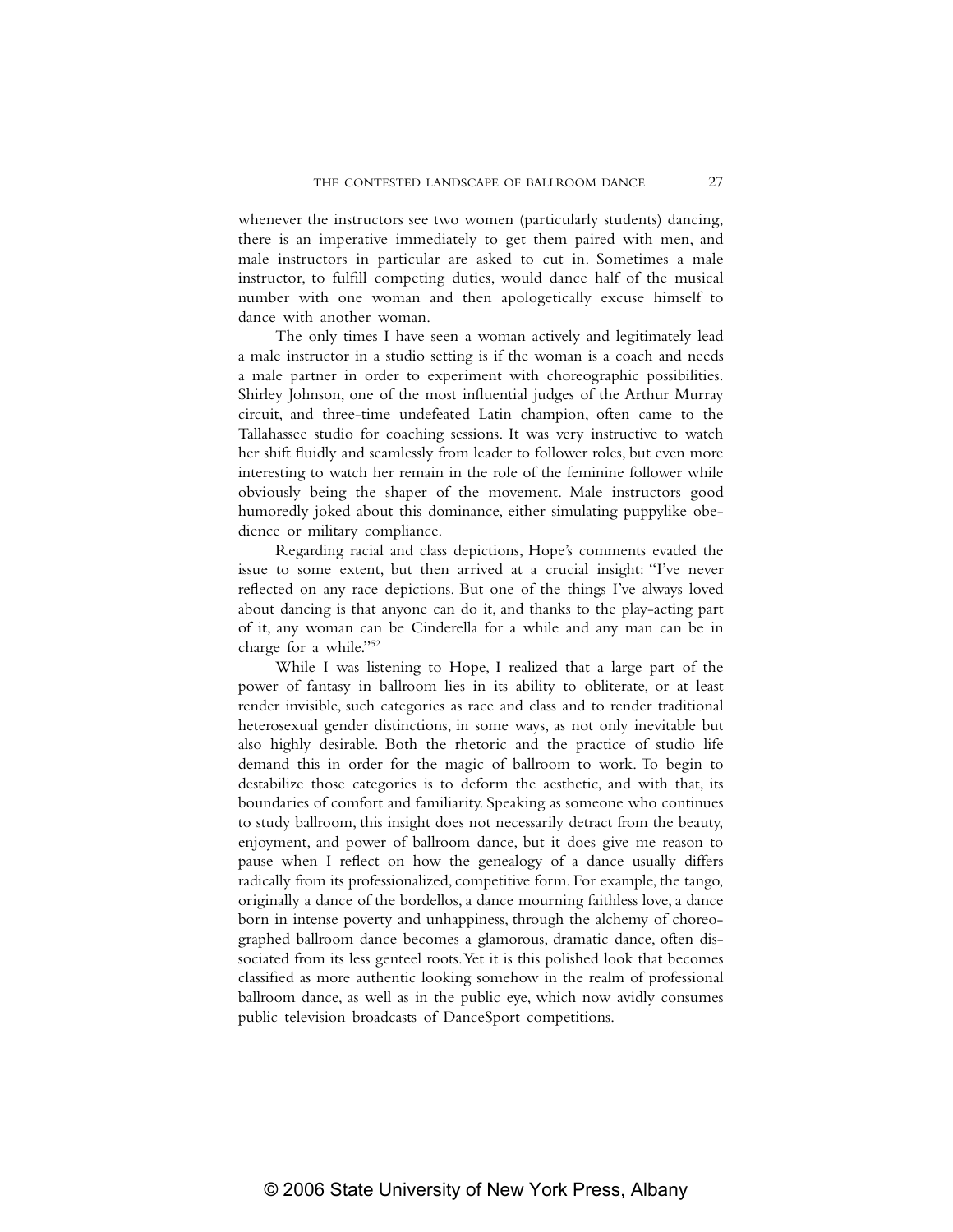whenever the instructors see two women (particularly students) dancing, there is an imperative immediately to get them paired with men, and male instructors in particular are asked to cut in. Sometimes a male instructor, to fulfill competing duties, would dance half of the musical number with one woman and then apologetically excuse himself to dance with another woman.

The only times I have seen a woman actively and legitimately lead a male instructor in a studio setting is if the woman is a coach and needs a male partner in order to experiment with choreographic possibilities. Shirley Johnson, one of the most influential judges of the Arthur Murray circuit, and three-time undefeated Latin champion, often came to the Tallahassee studio for coaching sessions. It was very instructive to watch her shift fluidly and seamlessly from leader to follower roles, but even more interesting to watch her remain in the role of the feminine follower while obviously being the shaper of the movement. Male instructors good humoredly joked about this dominance, either simulating puppylike obedience or military compliance.

Regarding racial and class depictions, Hope's comments evaded the issue to some extent, but then arrived at a crucial insight: "I've never reflected on any race depictions. But one of the things I've always loved about dancing is that anyone can do it, and thanks to the play-acting part of it, any woman can be Cinderella for a while and any man can be in charge for a while."[52]

While I was listening to Hope, I realized that a large part of the power of fantasy in ballroom lies in its ability to obliterate, or at least render invisible, such categories as race and class and to render traditional heterosexual gender distinctions, in some ways, as not only inevitable but also highly desirable. Both the rhetoric and the practice of studio life demand this in order for the magic of ballroom to work. To begin to destabilize those categories is to deform the aesthetic, and with that, its boundaries of comfort and familiarity. Speaking as someone who continues to study ballroom, this insight does not necessarily detract from the beauty, enjoyment, and power of ballroom dance, but it does give me reason to pause when I reflect on how the genealogy of a dance usually differs radically from its professionalized, competitive form. For example, the tango, originally a dance of the bordellos, a dance mourning faithless love, a dance born in intense poverty and unhappiness, through the alchemy of choreographed ballroom dance becomes a glamorous, dramatic dance, often dissociated from its less genteel roots. Yet it is this polished look that becomes classified as more authentic looking somehow in the realm of professional ballroom dance, as well as in the public eye, which now avidly consumes public television broadcasts of DanceSport competitions.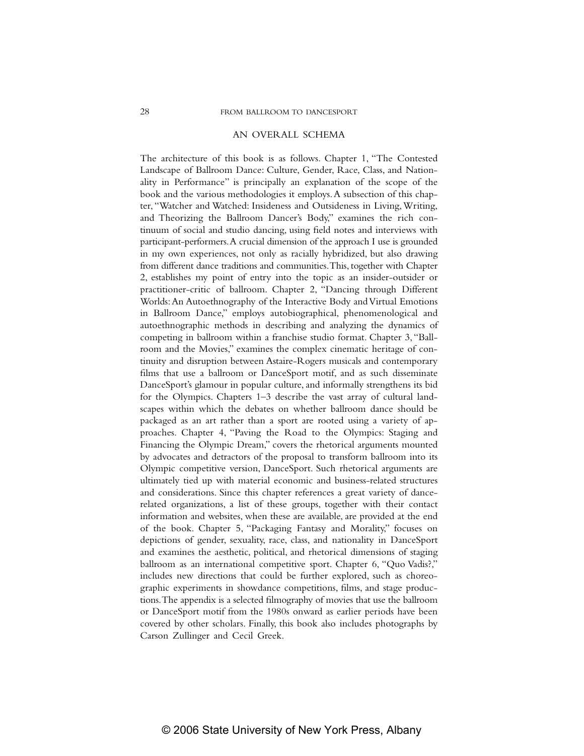## AN OVERALL SCHEMA

The architecture of this book is as follows. Chapter 1, "The Contested Landscape of Ballroom Dance: Culture, Gender, Race, Class, and Nationality in Performance" is principally an explanation of the scope of the book and the various methodologies it employs. A subsection of this chapter, "Watcher and Watched: Insideness and Outsideness in Living, Writing, and Theorizing the Ballroom Dancer's Body," examines the rich continuum of social and studio dancing, using field notes and interviews with participant-performers. A crucial dimension of the approach I use is grounded in my own experiences, not only as racially hybridized, but also drawing from different dance traditions and communities. This, together with Chapter 2, establishes my point of entry into the topic as an insider-outsider or practitioner-critic of ballroom. Chapter 2, "Dancing through Different Worlds: An Autoethnography of the Interactive Body and Virtual Emotions in Ballroom Dance," employs autobiographical, phenomenological and autoethnographic methods in describing and analyzing the dynamics of competing in ballroom within a franchise studio format. Chapter 3, "Ballroom and the Movies," examines the complex cinematic heritage of continuity and disruption between Astaire-Rogers musicals and contemporary films that use a ballroom or DanceSport motif, and as such disseminate DanceSport's glamour in popular culture, and informally strengthens its bid for the Olympics. Chapters 1–3 describe the vast array of cultural landscapes within which the debates on whether ballroom dance should be packaged as an art rather than a sport are rooted using a variety of approaches. Chapter 4, "Paving the Road to the Olympics: Staging and Financing the Olympic Dream," covers the rhetorical arguments mounted by advocates and detractors of the proposal to transform ballroom into its Olympic competitive version, DanceSport. Such rhetorical arguments are ultimately tied up with material economic and business-related structures and considerations. Since this chapter references a great variety of dance-related organizations, a list of these groups, together with their contact information and websites, when these are available, are provided at the end of the book. Chapter 5, "Packaging Fantasy and Morality," focuses on depictions of gender, sexuality, race, class, and nationality in DanceSport and examines the aesthetic, political, and rhetorical dimensions of staging ballroom as an international competitive sport. Chapter 6, "Quo Vadis?," includes new directions that could be further explored, such as choreographic experiments in showdance competitions, films, and stage productions. The appendix is a selected filmography of movies that use the ballroom or DanceSport motif from the 1980s onward as earlier periods have been covered by other scholars. Finally, this book also includes photographs by Carson Zullinger and Cecil Greek.

© 2006 State University of New York Press, Albany